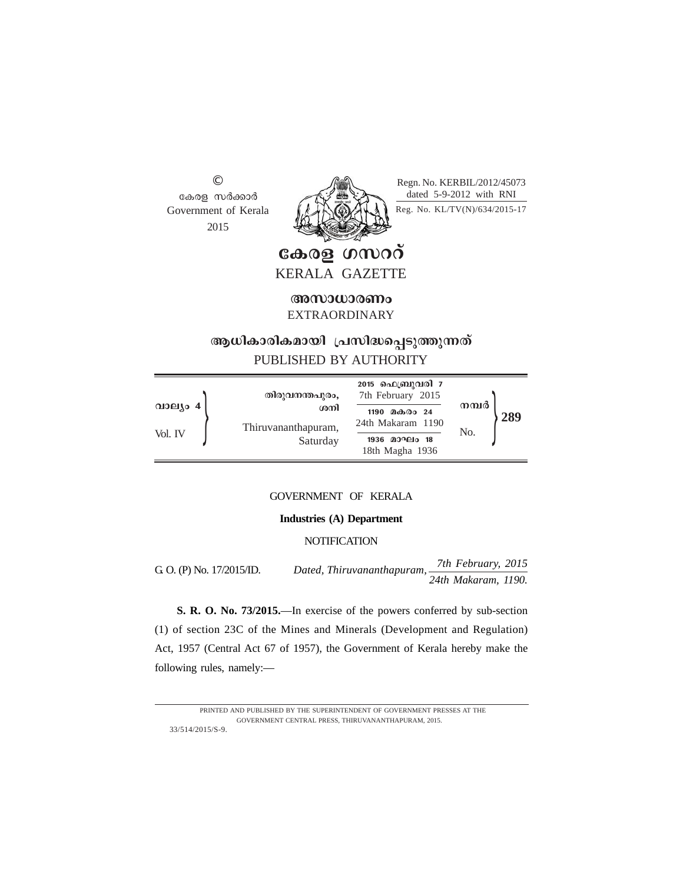©

കേരള സർക്കാർ
Government of Kerala
2015

Regn. No. KERBIL/2012/45073
dated 5-9-2012 with RNI
Reg. No. KL/TV(N)/634/2015-17

# കേരള ഗസറ്റ്
# KERALA GAZETTE

## അസാധാരണം
## EXTRAORDINARY

### ആധികാരികമായി പ്രസിദ്ധപ്പെടുത്തുന്നത്
### PUBLISHED BY AUTHORITY

| | | | |
|---|---|---|---|
| വാല്യം 4 / Vol. IV | തിരുവനന്തപുരം, ശനി / Thiruvananthapuram, Saturday | 2015 ഫെബ്രുവരി 7 / 7th February 2015<br>1190 മകരം 24 / 24th Makaram 1190<br>1936 മാഘം 18 / 18th Magha 1936 | നമ്പർ / No. 289 |

GOVERNMENT OF KERALA

**Industries (A) Department**

NOTIFICATION

G. O. (P) No. 17/2015/ID. *Dated, Thiruvananthapuram, 7th February, 2015 / 24th Makaram, 1190.*

**S. R. O. No. 73/2015.**—In exercise of the powers conferred by sub-section (1) of section 23C of the Mines and Minerals (Development and Regulation) Act, 1957 (Central Act 67 of 1957), the Government of Kerala hereby make the following rules, namely:—

PRINTED AND PUBLISHED BY THE SUPERINTENDENT OF GOVERNMENT PRESSES AT THE GOVERNMENT CENTRAL PRESS, THIRUVANANTHAPURAM, 2015.

33/514/2015/S-9.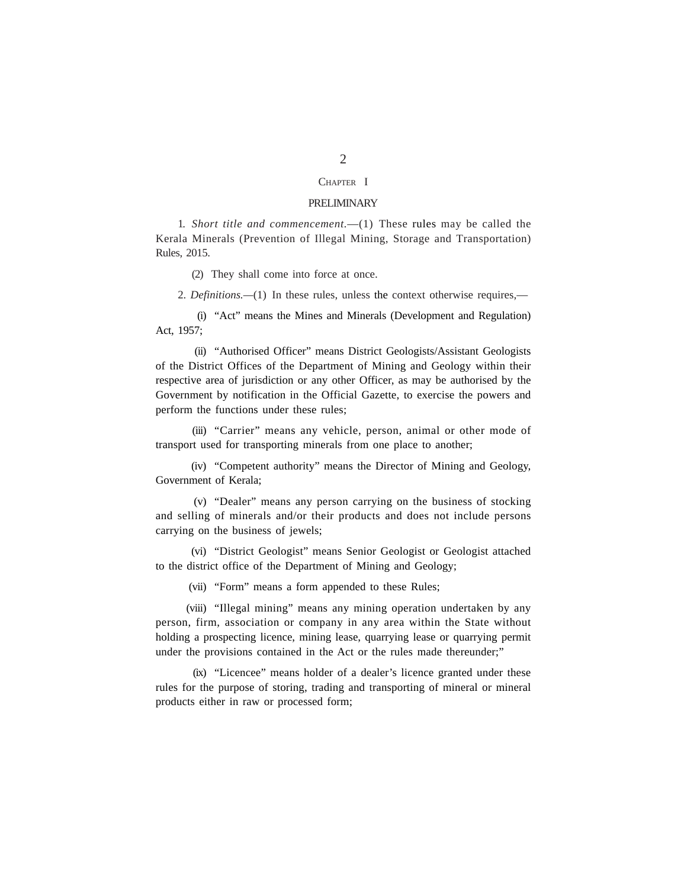## CHAPTER I

### PRELIMINARY

1. *Short title and commencement*.—(1) These rules may be called the Kerala Minerals (Prevention of Illegal Mining, Storage and Transportation) Rules, 2015.

(2) They shall come into force at once.

2. *Definitions.*—(1) In these rules, unless the context otherwise requires,—

(i) "Act" means the Mines and Minerals (Development and Regulation) Act, 1957;

(ii) "Authorised Officer" means District Geologists/Assistant Geologists of the District Offices of the Department of Mining and Geology within their respective area of jurisdiction or any other Officer, as may be authorised by the Government by notification in the Official Gazette, to exercise the powers and perform the functions under these rules;

(iii) "Carrier" means any vehicle, person, animal or other mode of transport used for transporting minerals from one place to another;

(iv) "Competent authority" means the Director of Mining and Geology, Government of Kerala;

(v) "Dealer" means any person carrying on the business of stocking and selling of minerals and/or their products and does not include persons carrying on the business of jewels;

(vi) "District Geologist" means Senior Geologist or Geologist attached to the district office of the Department of Mining and Geology;

(vii) "Form" means a form appended to these Rules;

(viii) "Illegal mining" means any mining operation undertaken by any person, firm, association or company in any area within the State without holding a prospecting licence, mining lease, quarrying lease or quarrying permit under the provisions contained in the Act or the rules made thereunder;"

(ix) "Licencee" means holder of a dealer's licence granted under these rules for the purpose of storing, trading and transporting of mineral or mineral products either in raw or processed form;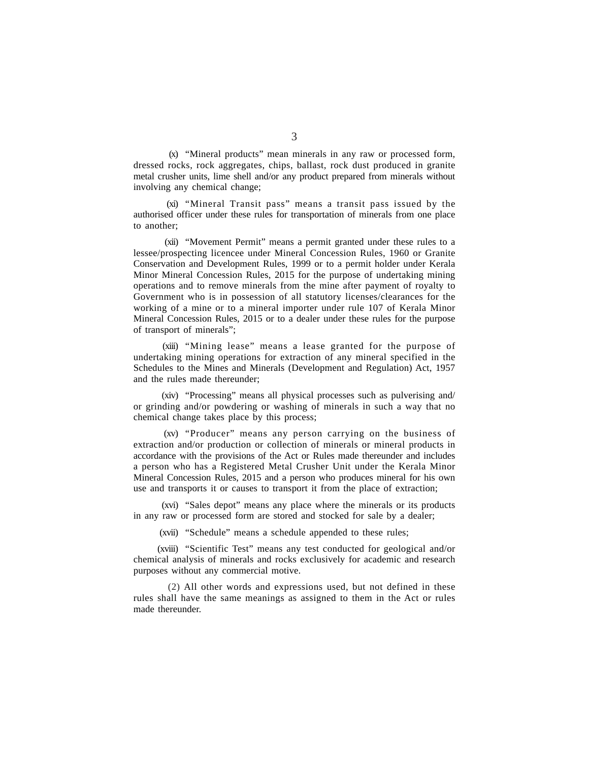(x) "Mineral products" mean minerals in any raw or processed form, dressed rocks, rock aggregates, chips, ballast, rock dust produced in granite metal crusher units, lime shell and/or any product prepared from minerals without involving any chemical change;

(xi) "Mineral Transit pass" means a transit pass issued by the authorised officer under these rules for transportation of minerals from one place to another;

(xii) "Movement Permit" means a permit granted under these rules to a lessee/prospecting licencee under Mineral Concession Rules, 1960 or Granite Conservation and Development Rules, 1999 or to a permit holder under Kerala Minor Mineral Concession Rules, 2015 for the purpose of undertaking mining operations and to remove minerals from the mine after payment of royalty to Government who is in possession of all statutory licenses/clearances for the working of a mine or to a mineral importer under rule 107 of Kerala Minor Mineral Concession Rules, 2015 or to a dealer under these rules for the purpose of transport of minerals";

(xiii) "Mining lease" means a lease granted for the purpose of undertaking mining operations for extraction of any mineral specified in the Schedules to the Mines and Minerals (Development and Regulation) Act, 1957 and the rules made thereunder;

(xiv) "Processing" means all physical processes such as pulverising and/or grinding and/or powdering or washing of minerals in such a way that no chemical change takes place by this process;

(xv) "Producer" means any person carrying on the business of extraction and/or production or collection of minerals or mineral products in accordance with the provisions of the Act or Rules made thereunder and includes a person who has a Registered Metal Crusher Unit under the Kerala Minor Mineral Concession Rules, 2015 and a person who produces mineral for his own use and transports it or causes to transport it from the place of extraction;

(xvi) "Sales depot" means any place where the minerals or its products in any raw or processed form are stored and stocked for sale by a dealer;

(xvii) "Schedule" means a schedule appended to these rules;

(xviii) "Scientific Test" means any test conducted for geological and/or chemical analysis of minerals and rocks exclusively for academic and research purposes without any commercial motive.

(2) All other words and expressions used, but not defined in these rules shall have the same meanings as assigned to them in the Act or rules made thereunder.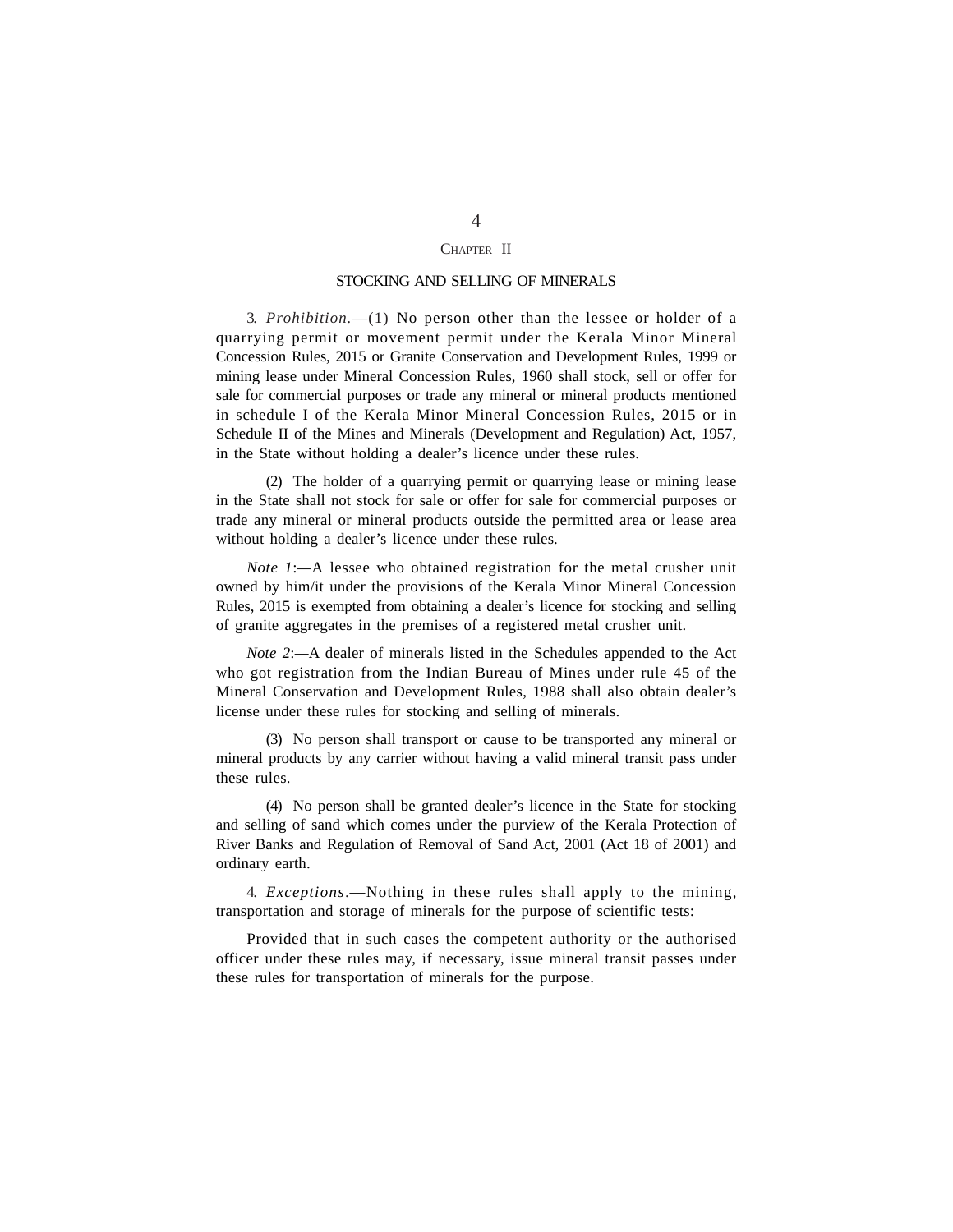## CHAPTER II

### STOCKING AND SELLING OF MINERALS

3. *Prohibition*.—(1) No person other than the lessee or holder of a quarrying permit or movement permit under the Kerala Minor Mineral Concession Rules, 2015 or Granite Conservation and Development Rules, 1999 or mining lease under Mineral Concession Rules, 1960 shall stock, sell or offer for sale for commercial purposes or trade any mineral or mineral products mentioned in schedule I of the Kerala Minor Mineral Concession Rules, 2015 or in Schedule II of the Mines and Minerals (Development and Regulation) Act, 1957, in the State without holding a dealer's licence under these rules.

(2) The holder of a quarrying permit or quarrying lease or mining lease in the State shall not stock for sale or offer for sale for commercial purposes or trade any mineral or mineral products outside the permitted area or lease area without holding a dealer's licence under these rules.

*Note 1*:—A lessee who obtained registration for the metal crusher unit owned by him/it under the provisions of the Kerala Minor Mineral Concession Rules, 2015 is exempted from obtaining a dealer's licence for stocking and selling of granite aggregates in the premises of a registered metal crusher unit.

*Note 2*:—A dealer of minerals listed in the Schedules appended to the Act who got registration from the Indian Bureau of Mines under rule 45 of the Mineral Conservation and Development Rules, 1988 shall also obtain dealer's license under these rules for stocking and selling of minerals.

(3) No person shall transport or cause to be transported any mineral or mineral products by any carrier without having a valid mineral transit pass under these rules.

(4) No person shall be granted dealer's licence in the State for stocking and selling of sand which comes under the purview of the Kerala Protection of River Banks and Regulation of Removal of Sand Act, 2001 (Act 18 of 2001) and ordinary earth.

4. *Exceptions*.—Nothing in these rules shall apply to the mining, transportation and storage of minerals for the purpose of scientific tests:

Provided that in such cases the competent authority or the authorised officer under these rules may, if necessary, issue mineral transit passes under these rules for transportation of minerals for the purpose.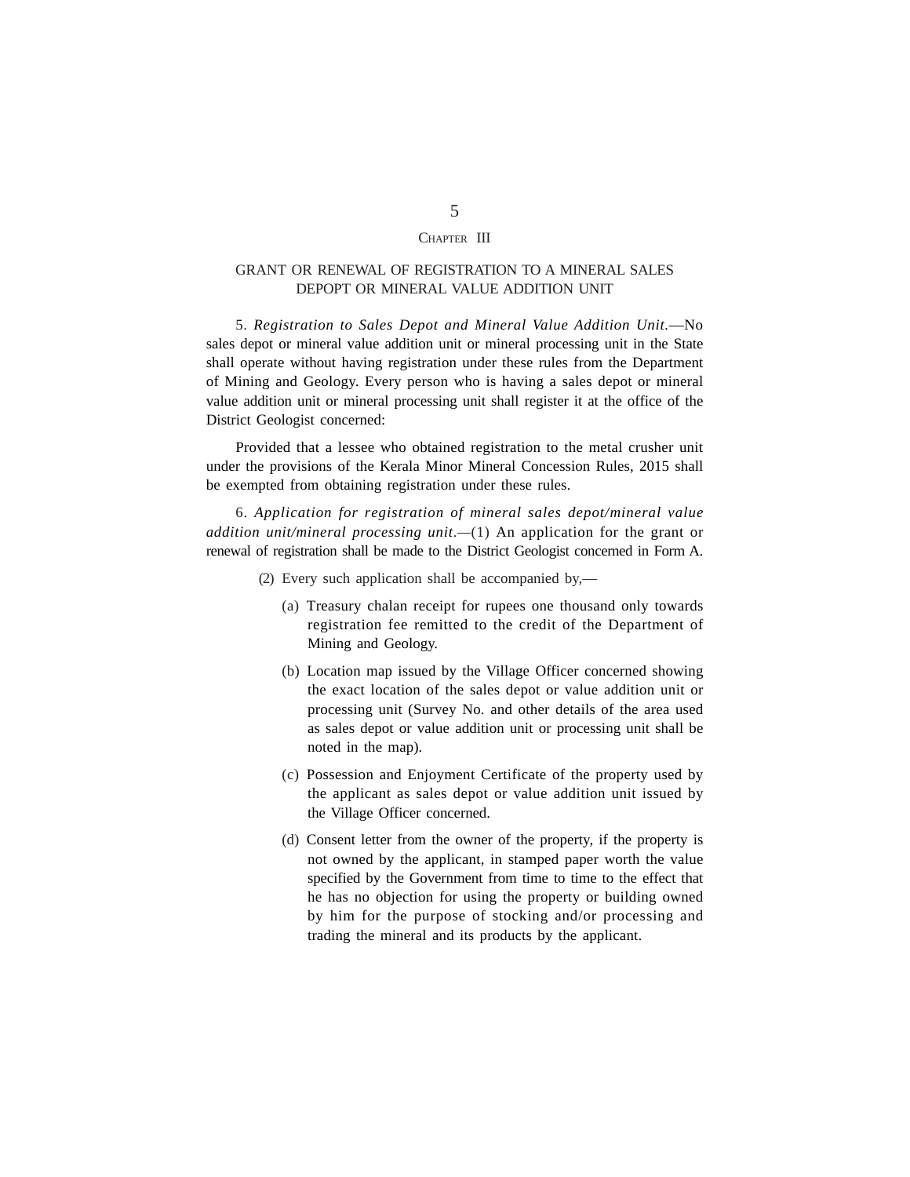## CHAPTER III

### GRANT OR RENEWAL OF REGISTRATION TO A MINERAL SALES DEPOPT OR MINERAL VALUE ADDITION UNIT

5. *Registration to Sales Depot and Mineral Value Addition Unit.*—No sales depot or mineral value addition unit or mineral processing unit in the State shall operate without having registration under these rules from the Department of Mining and Geology. Every person who is having a sales depot or mineral value addition unit or mineral processing unit shall register it at the office of the District Geologist concerned:

Provided that a lessee who obtained registration to the metal crusher unit under the provisions of the Kerala Minor Mineral Concession Rules, 2015 shall be exempted from obtaining registration under these rules.

6. *Application for registration of mineral sales depot/mineral value addition unit/mineral processing unit.*—(1) An application for the grant or renewal of registration shall be made to the District Geologist concerned in Form A.

(2) Every such application shall be accompanied by,—

(a) Treasury chalan receipt for rupees one thousand only towards registration fee remitted to the credit of the Department of Mining and Geology.

(b) Location map issued by the Village Officer concerned showing the exact location of the sales depot or value addition unit or processing unit (Survey No. and other details of the area used as sales depot or value addition unit or processing unit shall be noted in the map).

(c) Possession and Enjoyment Certificate of the property used by the applicant as sales depot or value addition unit issued by the Village Officer concerned.

(d) Consent letter from the owner of the property, if the property is not owned by the applicant, in stamped paper worth the value specified by the Government from time to time to the effect that he has no objection for using the property or building owned by him for the purpose of stocking and/or processing and trading the mineral and its products by the applicant.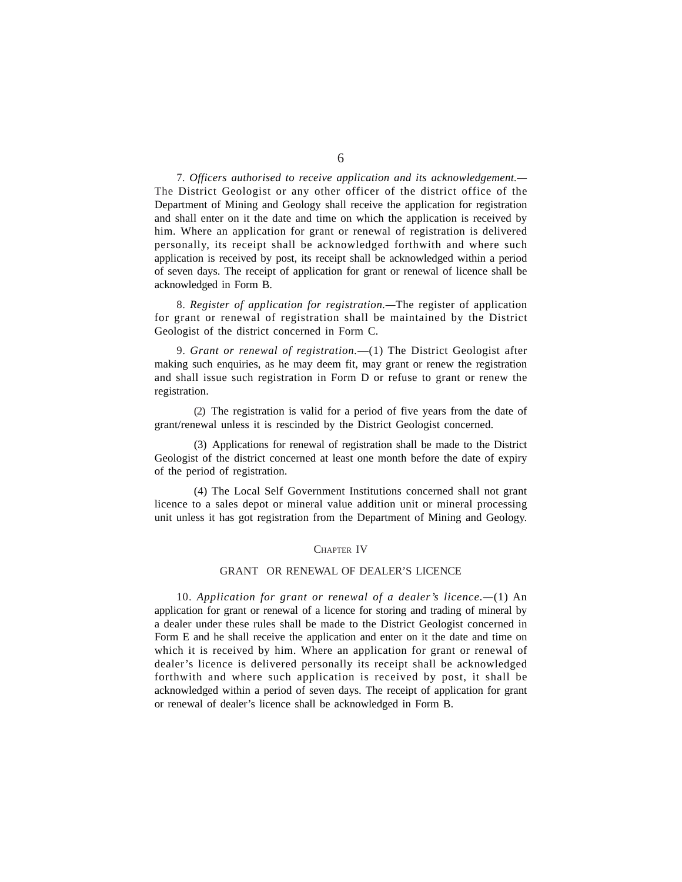7. *Officers authorised to receive application and its acknowledgement.*—The District Geologist or any other officer of the district office of the Department of Mining and Geology shall receive the application for registration and shall enter on it the date and time on which the application is received by him. Where an application for grant or renewal of registration is delivered personally, its receipt shall be acknowledged forthwith and where such application is received by post, its receipt shall be acknowledged within a period of seven days. The receipt of application for grant or renewal of licence shall be acknowledged in Form B.

8. *Register of application for registration.*—The register of application for grant or renewal of registration shall be maintained by the District Geologist of the district concerned in Form C.

9. *Grant or renewal of registration.*—(1) The District Geologist after making such enquiries, as he may deem fit, may grant or renew the registration and shall issue such registration in Form D or refuse to grant or renew the registration.

(2) The registration is valid for a period of five years from the date of grant/renewal unless it is rescinded by the District Geologist concerned.

(3) Applications for renewal of registration shall be made to the District Geologist of the district concerned at least one month before the date of expiry of the period of registration.

(4) The Local Self Government Institutions concerned shall not grant licence to a sales depot or mineral value addition unit or mineral processing unit unless it has got registration from the Department of Mining and Geology.

## CHAPTER IV

### GRANT OR RENEWAL OF DEALER'S LICENCE

10. *Application for grant or renewal of a dealer's licence.*—(1) An application for grant or renewal of a licence for storing and trading of mineral by a dealer under these rules shall be made to the District Geologist concerned in Form E and he shall receive the application and enter on it the date and time on which it is received by him. Where an application for grant or renewal of dealer's licence is delivered personally its receipt shall be acknowledged forthwith and where such application is received by post, it shall be acknowledged within a period of seven days. The receipt of application for grant or renewal of dealer's licence shall be acknowledged in Form B.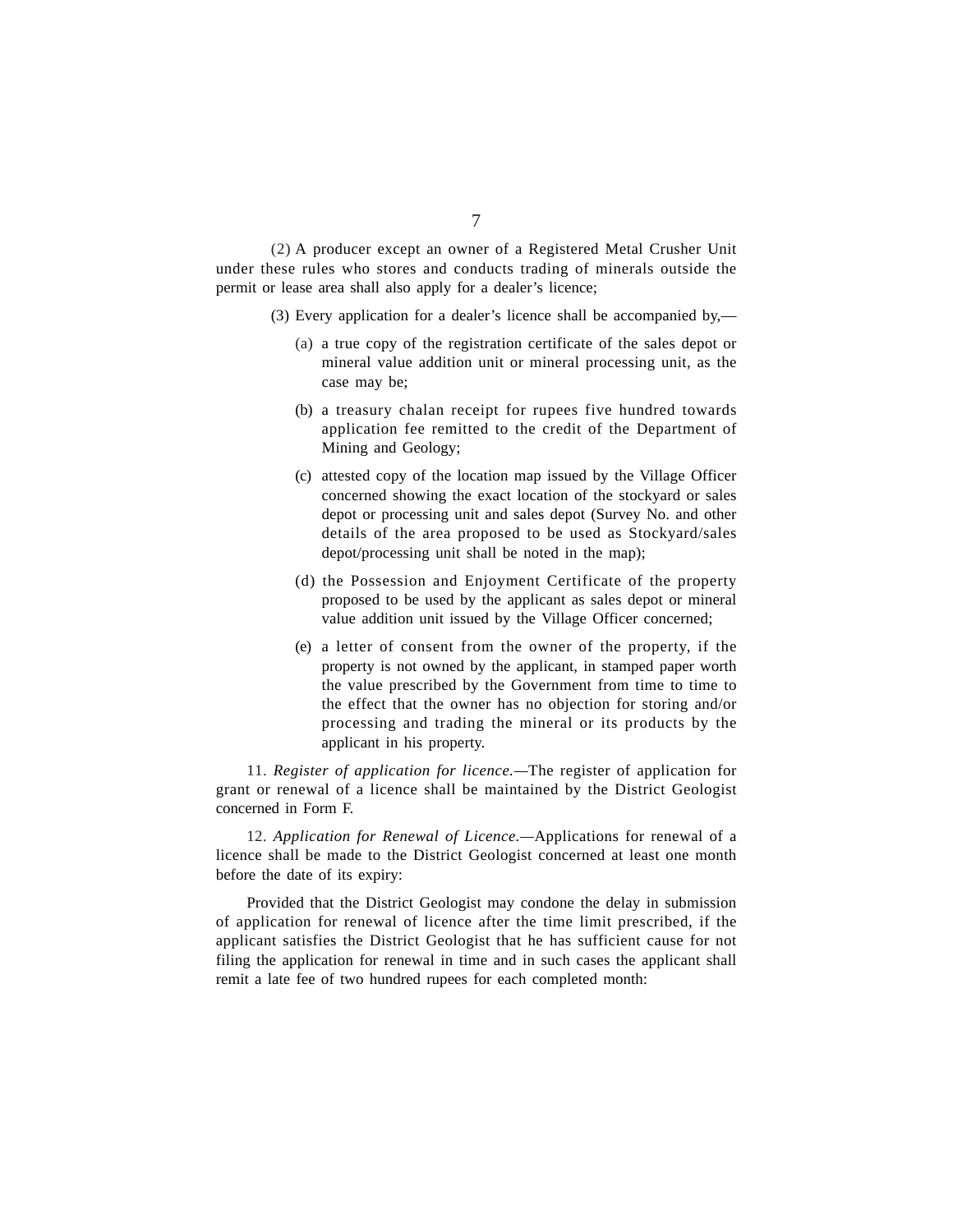(2) A producer except an owner of a Registered Metal Crusher Unit under these rules who stores and conducts trading of minerals outside the permit or lease area shall also apply for a dealer's licence;

(3) Every application for a dealer's licence shall be accompanied by,—

(a) a true copy of the registration certificate of the sales depot or mineral value addition unit or mineral processing unit, as the case may be;

(b) a treasury chalan receipt for rupees five hundred towards application fee remitted to the credit of the Department of Mining and Geology;

(c) attested copy of the location map issued by the Village Officer concerned showing the exact location of the stockyard or sales depot or processing unit and sales depot (Survey No. and other details of the area proposed to be used as Stockyard/sales depot/processing unit shall be noted in the map);

(d) the Possession and Enjoyment Certificate of the property proposed to be used by the applicant as sales depot or mineral value addition unit issued by the Village Officer concerned;

(e) a letter of consent from the owner of the property, if the property is not owned by the applicant, in stamped paper worth the value prescribed by the Government from time to time to the effect that the owner has no objection for storing and/or processing and trading the mineral or its products by the applicant in his property.

11. *Register of application for licence.*—The register of application for grant or renewal of a licence shall be maintained by the District Geologist concerned in Form F.

12. *Application for Renewal of Licence.*—Applications for renewal of a licence shall be made to the District Geologist concerned at least one month before the date of its expiry:

Provided that the District Geologist may condone the delay in submission of application for renewal of licence after the time limit prescribed, if the applicant satisfies the District Geologist that he has sufficient cause for not filing the application for renewal in time and in such cases the applicant shall remit a late fee of two hundred rupees for each completed month: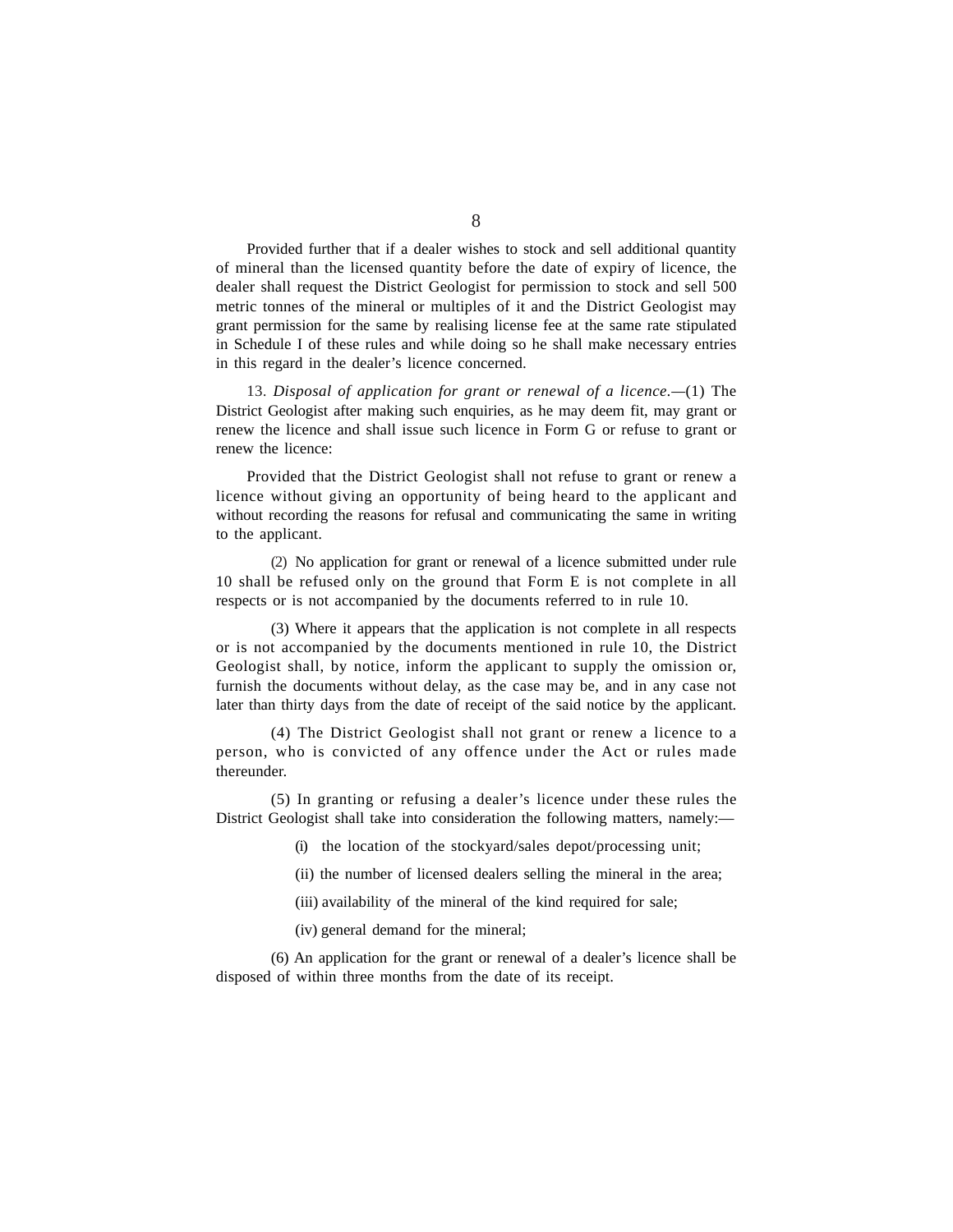Provided further that if a dealer wishes to stock and sell additional quantity of mineral than the licensed quantity before the date of expiry of licence, the dealer shall request the District Geologist for permission to stock and sell 500 metric tonnes of the mineral or multiples of it and the District Geologist may grant permission for the same by realising license fee at the same rate stipulated in Schedule I of these rules and while doing so he shall make necessary entries in this regard in the dealer's licence concerned.

13. *Disposal of application for grant or renewal of a licence*.—(1) The District Geologist after making such enquiries, as he may deem fit, may grant or renew the licence and shall issue such licence in Form G or refuse to grant or renew the licence:

Provided that the District Geologist shall not refuse to grant or renew a licence without giving an opportunity of being heard to the applicant and without recording the reasons for refusal and communicating the same in writing to the applicant.

(2) No application for grant or renewal of a licence submitted under rule 10 shall be refused only on the ground that Form E is not complete in all respects or is not accompanied by the documents referred to in rule 10.

(3) Where it appears that the application is not complete in all respects or is not accompanied by the documents mentioned in rule 10, the District Geologist shall, by notice, inform the applicant to supply the omission or, furnish the documents without delay, as the case may be, and in any case not later than thirty days from the date of receipt of the said notice by the applicant.

(4) The District Geologist shall not grant or renew a licence to a person, who is convicted of any offence under the Act or rules made thereunder.

(5) In granting or refusing a dealer's licence under these rules the District Geologist shall take into consideration the following matters, namely:—

(i) the location of the stockyard/sales depot/processing unit;

(ii) the number of licensed dealers selling the mineral in the area;

(iii) availability of the mineral of the kind required for sale;

(iv) general demand for the mineral;

(6) An application for the grant or renewal of a dealer's licence shall be disposed of within three months from the date of its receipt.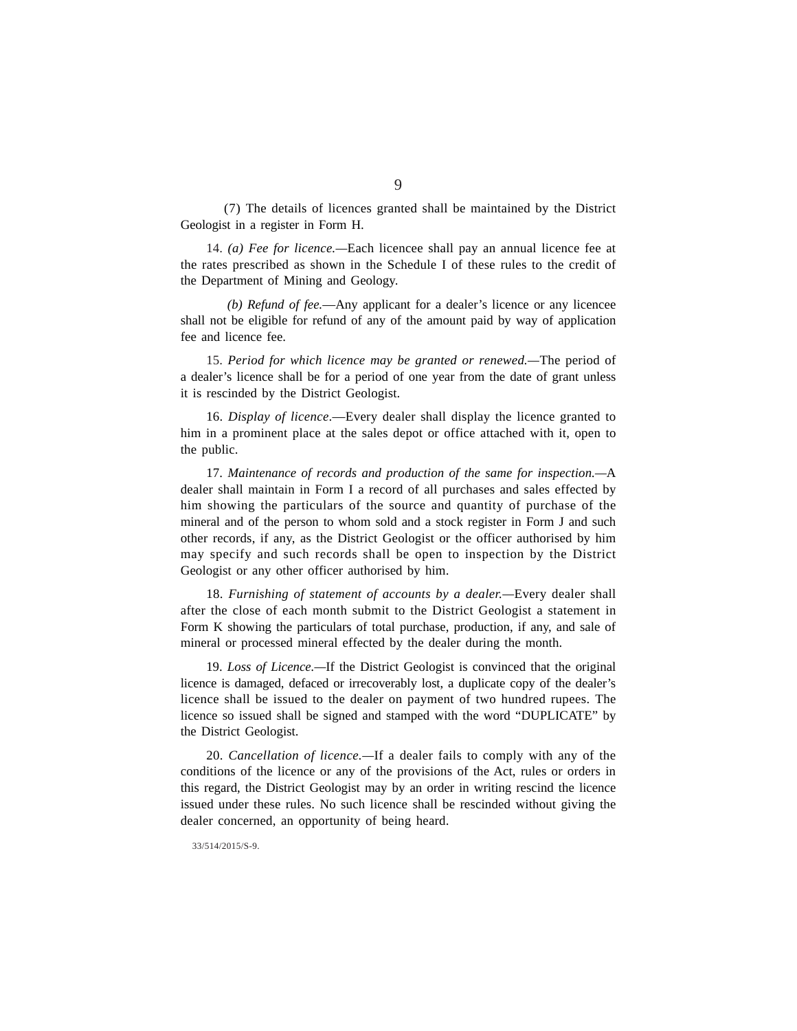(7) The details of licences granted shall be maintained by the District Geologist in a register in Form H.

14. *(a) Fee for licence.*—Each licencee shall pay an annual licence fee at the rates prescribed as shown in the Schedule I of these rules to the credit of the Department of Mining and Geology.

*(b) Refund of fee.*—Any applicant for a dealer's licence or any licencee shall not be eligible for refund of any of the amount paid by way of application fee and licence fee.

15. *Period for which licence may be granted or renewed.*—The period of a dealer's licence shall be for a period of one year from the date of grant unless it is rescinded by the District Geologist.

16. *Display of licence*.—Every dealer shall display the licence granted to him in a prominent place at the sales depot or office attached with it, open to the public.

17. *Maintenance of records and production of the same for inspection.*—A dealer shall maintain in Form I a record of all purchases and sales effected by him showing the particulars of the source and quantity of purchase of the mineral and of the person to whom sold and a stock register in Form J and such other records, if any, as the District Geologist or the officer authorised by him may specify and such records shall be open to inspection by the District Geologist or any other officer authorised by him.

18. *Furnishing of statement of accounts by a dealer.*—Every dealer shall after the close of each month submit to the District Geologist a statement in Form K showing the particulars of total purchase, production, if any, and sale of mineral or processed mineral effected by the dealer during the month.

19. *Loss of Licence.*—If the District Geologist is convinced that the original licence is damaged, defaced or irrecoverably lost, a duplicate copy of the dealer's licence shall be issued to the dealer on payment of two hundred rupees. The licence so issued shall be signed and stamped with the word "DUPLICATE" by the District Geologist.

20. *Cancellation of licence.*—If a dealer fails to comply with any of the conditions of the licence or any of the provisions of the Act, rules or orders in this regard, the District Geologist may by an order in writing rescind the licence issued under these rules. No such licence shall be rescinded without giving the dealer concerned, an opportunity of being heard.

33/514/2015/S-9.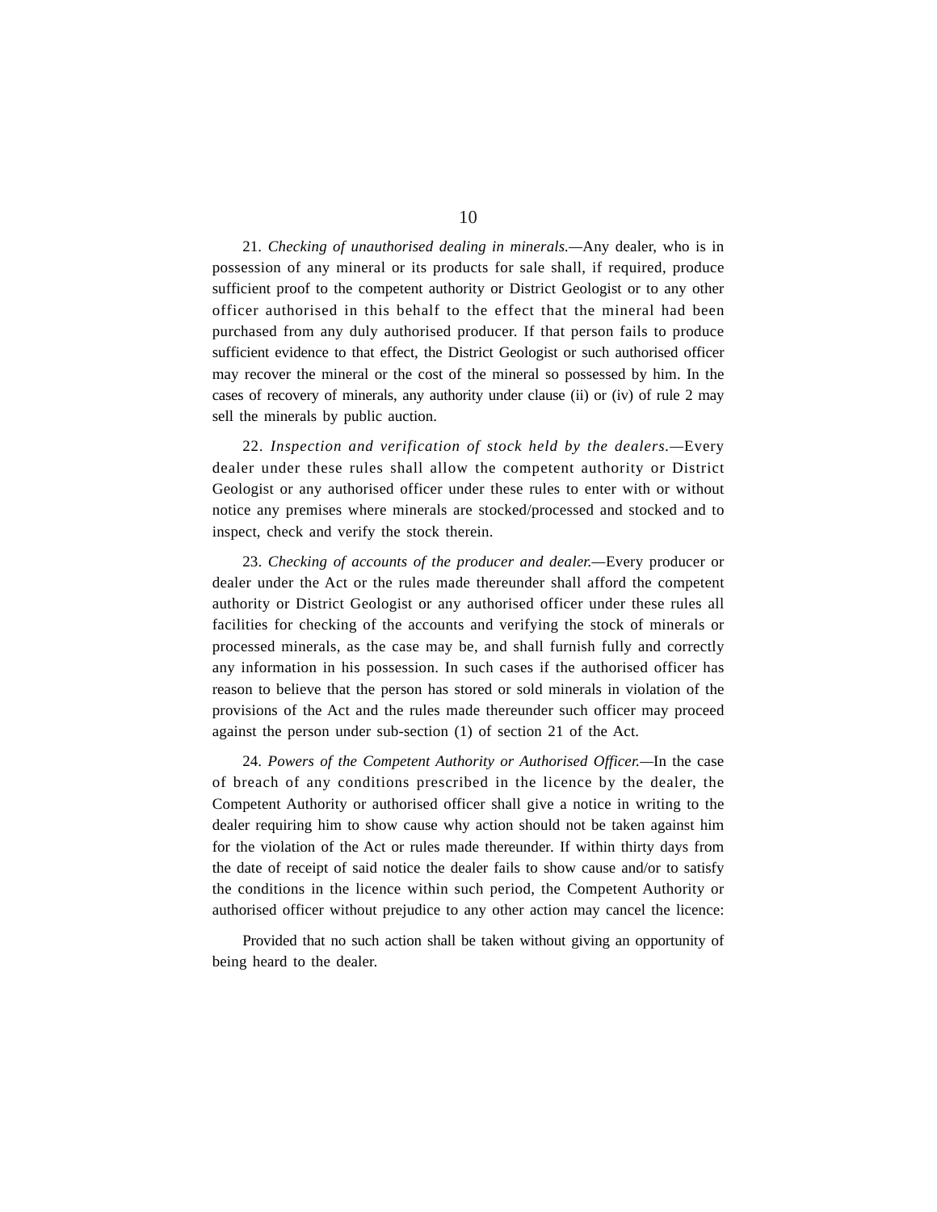21. *Checking of unauthorised dealing in minerals.*—Any dealer, who is in possession of any mineral or its products for sale shall, if required, produce sufficient proof to the competent authority or District Geologist or to any other officer authorised in this behalf to the effect that the mineral had been purchased from any duly authorised producer. If that person fails to produce sufficient evidence to that effect, the District Geologist or such authorised officer may recover the mineral or the cost of the mineral so possessed by him. In the cases of recovery of minerals, any authority under clause (ii) or (iv) of rule 2 may sell the minerals by public auction.

22. *Inspection and verification of stock held by the dealers.*—Every dealer under these rules shall allow the competent authority or District Geologist or any authorised officer under these rules to enter with or without notice any premises where minerals are stocked/processed and stocked and to inspect, check and verify the stock therein.

23. *Checking of accounts of the producer and dealer.*—Every producer or dealer under the Act or the rules made thereunder shall afford the competent authority or District Geologist or any authorised officer under these rules all facilities for checking of the accounts and verifying the stock of minerals or processed minerals, as the case may be, and shall furnish fully and correctly any information in his possession. In such cases if the authorised officer has reason to believe that the person has stored or sold minerals in violation of the provisions of the Act and the rules made thereunder such officer may proceed against the person under sub-section (1) of section 21 of the Act.

24. *Powers of the Competent Authority or Authorised Officer.*—In the case of breach of any conditions prescribed in the licence by the dealer, the Competent Authority or authorised officer shall give a notice in writing to the dealer requiring him to show cause why action should not be taken against him for the violation of the Act or rules made thereunder. If within thirty days from the date of receipt of said notice the dealer fails to show cause and/or to satisfy the conditions in the licence within such period, the Competent Authority or authorised officer without prejudice to any other action may cancel the licence:

Provided that no such action shall be taken without giving an opportunity of being heard to the dealer.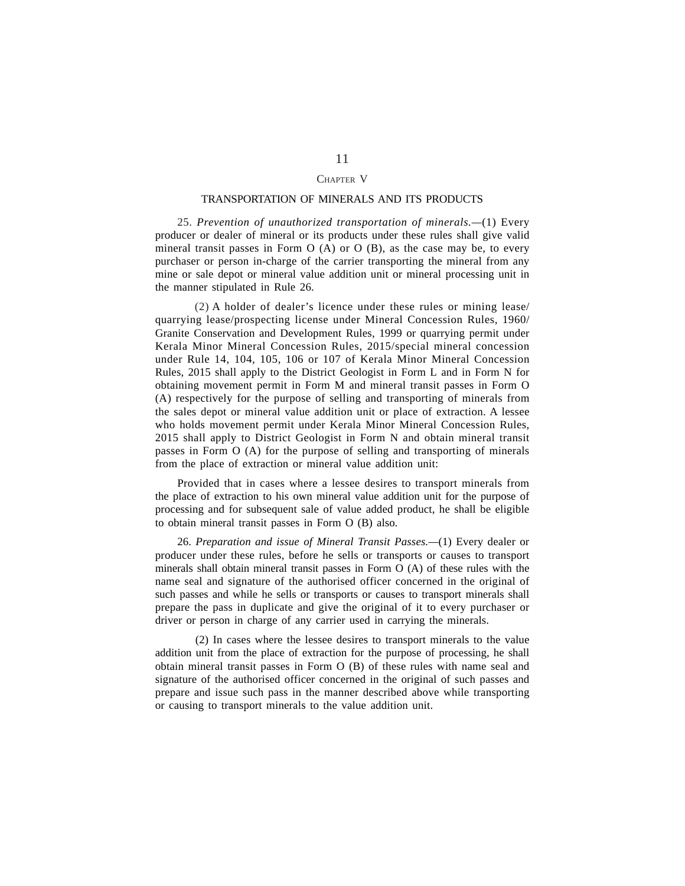## Chapter V

### TRANSPORTATION OF MINERALS AND ITS PRODUCTS

25. *Prevention of unauthorized transportation of minerals.*—(1) Every producer or dealer of mineral or its products under these rules shall give valid mineral transit passes in Form O (A) or O (B), as the case may be, to every purchaser or person in-charge of the carrier transporting the mineral from any mine or sale depot or mineral value addition unit or mineral processing unit in the manner stipulated in Rule 26.

(2) A holder of dealer's licence under these rules or mining lease/ quarrying lease/prospecting license under Mineral Concession Rules, 1960/ Granite Conservation and Development Rules, 1999 or quarrying permit under Kerala Minor Mineral Concession Rules, 2015/special mineral concession under Rule 14, 104, 105, 106 or 107 of Kerala Minor Mineral Concession Rules, 2015 shall apply to the District Geologist in Form L and in Form N for obtaining movement permit in Form M and mineral transit passes in Form O (A) respectively for the purpose of selling and transporting of minerals from the sales depot or mineral value addition unit or place of extraction. A lessee who holds movement permit under Kerala Minor Mineral Concession Rules, 2015 shall apply to District Geologist in Form N and obtain mineral transit passes in Form O (A) for the purpose of selling and transporting of minerals from the place of extraction or mineral value addition unit:

Provided that in cases where a lessee desires to transport minerals from the place of extraction to his own mineral value addition unit for the purpose of processing and for subsequent sale of value added product, he shall be eligible to obtain mineral transit passes in Form O (B) also.

26. *Preparation and issue of Mineral Transit Passes.*—(1) Every dealer or producer under these rules, before he sells or transports or causes to transport minerals shall obtain mineral transit passes in Form O (A) of these rules with the name seal and signature of the authorised officer concerned in the original of such passes and while he sells or transports or causes to transport minerals shall prepare the pass in duplicate and give the original of it to every purchaser or driver or person in charge of any carrier used in carrying the minerals.

(2) In cases where the lessee desires to transport minerals to the value addition unit from the place of extraction for the purpose of processing, he shall obtain mineral transit passes in Form O (B) of these rules with name seal and signature of the authorised officer concerned in the original of such passes and prepare and issue such pass in the manner described above while transporting or causing to transport minerals to the value addition unit.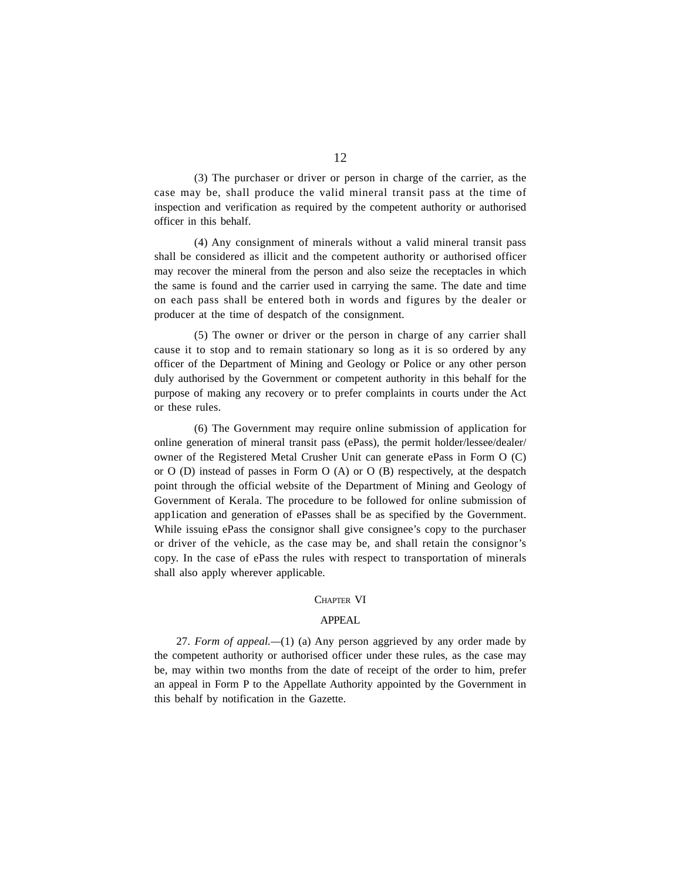(3) The purchaser or driver or person in charge of the carrier, as the case may be, shall produce the valid mineral transit pass at the time of inspection and verification as required by the competent authority or authorised officer in this behalf.

(4) Any consignment of minerals without a valid mineral transit pass shall be considered as illicit and the competent authority or authorised officer may recover the mineral from the person and also seize the receptacles in which the same is found and the carrier used in carrying the same. The date and time on each pass shall be entered both in words and figures by the dealer or producer at the time of despatch of the consignment.

(5) The owner or driver or the person in charge of any carrier shall cause it to stop and to remain stationary so long as it is so ordered by any officer of the Department of Mining and Geology or Police or any other person duly authorised by the Government or competent authority in this behalf for the purpose of making any recovery or to prefer complaints in courts under the Act or these rules.

(6) The Government may require online submission of application for online generation of mineral transit pass (ePass), the permit holder/lessee/dealer/ owner of the Registered Metal Crusher Unit can generate ePass in Form O (C) or O (D) instead of passes in Form O (A) or O (B) respectively, at the despatch point through the official website of the Department of Mining and Geology of Government of Kerala. The procedure to be followed for online submission of app1ication and generation of ePasses shall be as specified by the Government. While issuing ePass the consignor shall give consignee's copy to the purchaser or driver of the vehicle, as the case may be, and shall retain the consignor's copy. In the case of ePass the rules with respect to transportation of minerals shall also apply wherever applicable.

## CHAPTER VI

## APPEAL

27. *Form of appeal.*—(1) (a) Any person aggrieved by any order made by the competent authority or authorised officer under these rules, as the case may be, may within two months from the date of receipt of the order to him, prefer an appeal in Form P to the Appellate Authority appointed by the Government in this behalf by notification in the Gazette.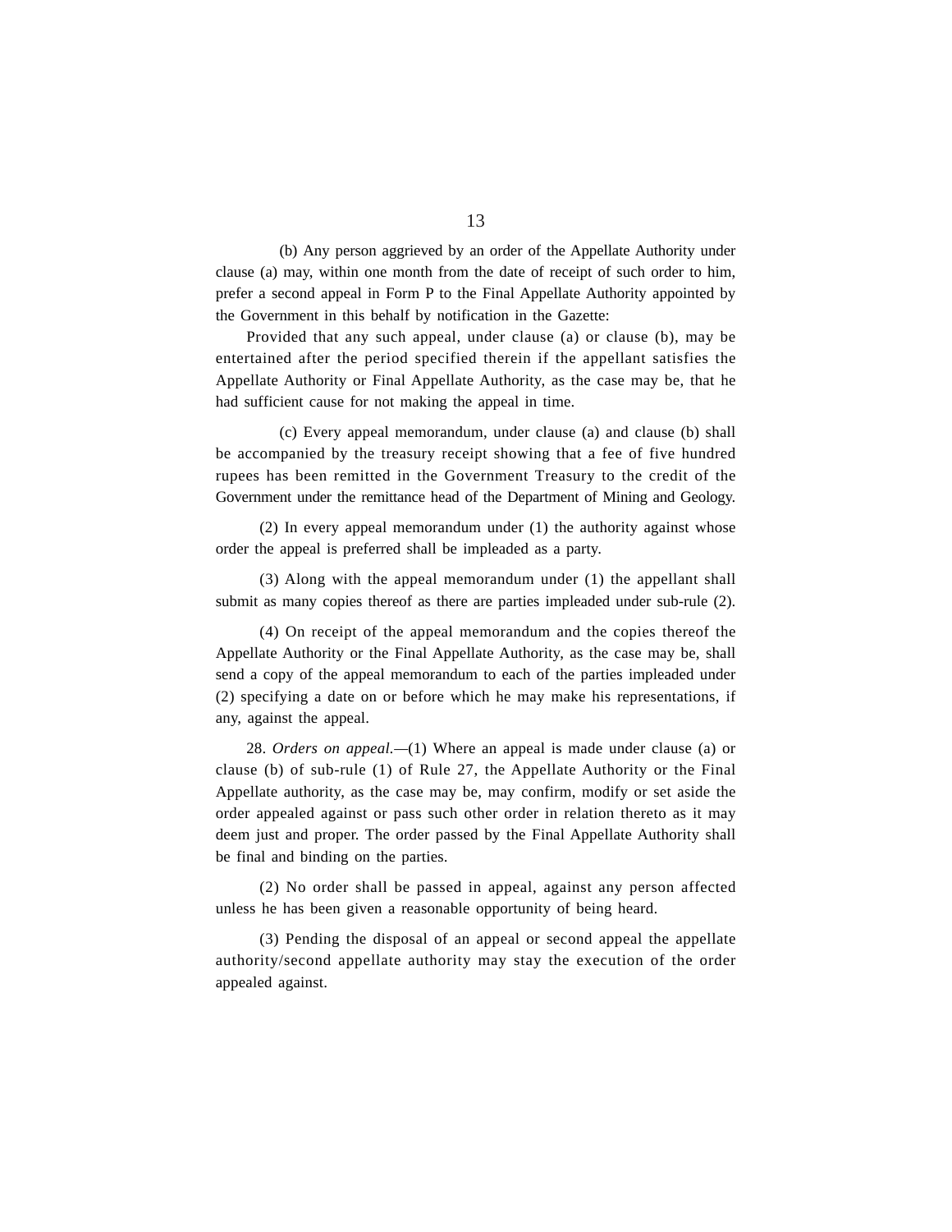(b) Any person aggrieved by an order of the Appellate Authority under clause (a) may, within one month from the date of receipt of such order to him, prefer a second appeal in Form P to the Final Appellate Authority appointed by the Government in this behalf by notification in the Gazette:

Provided that any such appeal, under clause (a) or clause (b), may be entertained after the period specified therein if the appellant satisfies the Appellate Authority or Final Appellate Authority, as the case may be, that he had sufficient cause for not making the appeal in time.

(c) Every appeal memorandum, under clause (a) and clause (b) shall be accompanied by the treasury receipt showing that a fee of five hundred rupees has been remitted in the Government Treasury to the credit of the Government under the remittance head of the Department of Mining and Geology.

(2) In every appeal memorandum under (1) the authority against whose order the appeal is preferred shall be impleaded as a party.

(3) Along with the appeal memorandum under (1) the appellant shall submit as many copies thereof as there are parties impleaded under sub-rule (2).

(4) On receipt of the appeal memorandum and the copies thereof the Appellate Authority or the Final Appellate Authority, as the case may be, shall send a copy of the appeal memorandum to each of the parties impleaded under (2) specifying a date on or before which he may make his representations, if any, against the appeal.

28. *Orders on appeal.*—(1) Where an appeal is made under clause (a) or clause (b) of sub-rule (1) of Rule 27, the Appellate Authority or the Final Appellate authority, as the case may be, may confirm, modify or set aside the order appealed against or pass such other order in relation thereto as it may deem just and proper. The order passed by the Final Appellate Authority shall be final and binding on the parties.

(2) No order shall be passed in appeal, against any person affected unless he has been given a reasonable opportunity of being heard.

(3) Pending the disposal of an appeal or second appeal the appellate authority/second appellate authority may stay the execution of the order appealed against.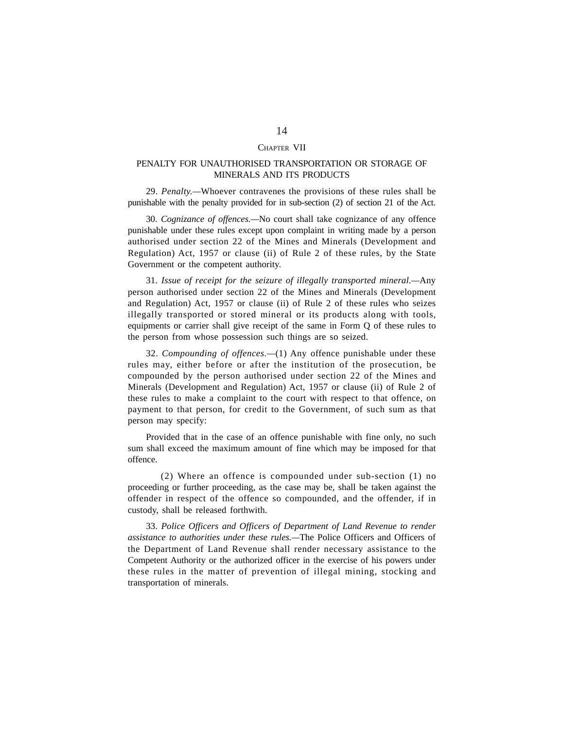## CHAPTER VII

## PENALTY FOR UNAUTHORISED TRANSPORTATION OR STORAGE OF MINERALS AND ITS PRODUCTS

29. *Penalty.*—Whoever contravenes the provisions of these rules shall be punishable with the penalty provided for in sub-section (2) of section 21 of the Act.

30. *Cognizance of offences.*—No court shall take cognizance of any offence punishable under these rules except upon complaint in writing made by a person authorised under section 22 of the Mines and Minerals (Development and Regulation) Act, 1957 or clause (ii) of Rule 2 of these rules, by the State Government or the competent authority.

31. *Issue of receipt for the seizure of illegally transported mineral.*—Any person authorised under section 22 of the Mines and Minerals (Development and Regulation) Act, 1957 or clause (ii) of Rule 2 of these rules who seizes illegally transported or stored mineral or its products along with tools, equipments or carrier shall give receipt of the same in Form Q of these rules to the person from whose possession such things are so seized.

32. *Compounding of offences*.—(1) Any offence punishable under these rules may, either before or after the institution of the prosecution, be compounded by the person authorised under section 22 of the Mines and Minerals (Development and Regulation) Act, 1957 or clause (ii) of Rule 2 of these rules to make a complaint to the court with respect to that offence, on payment to that person, for credit to the Government, of such sum as that person may specify:

Provided that in the case of an offence punishable with fine only, no such sum shall exceed the maximum amount of fine which may be imposed for that offence.

(2) Where an offence is compounded under sub-section (1) no proceeding or further proceeding, as the case may be, shall be taken against the offender in respect of the offence so compounded, and the offender, if in custody, shall be released forthwith.

33. *Police Officers and Officers of Department of Land Revenue to render assistance to authorities under these rules.*—The Police Officers and Officers of the Department of Land Revenue shall render necessary assistance to the Competent Authority or the authorized officer in the exercise of his powers under these rules in the matter of prevention of illegal mining, stocking and transportation of minerals.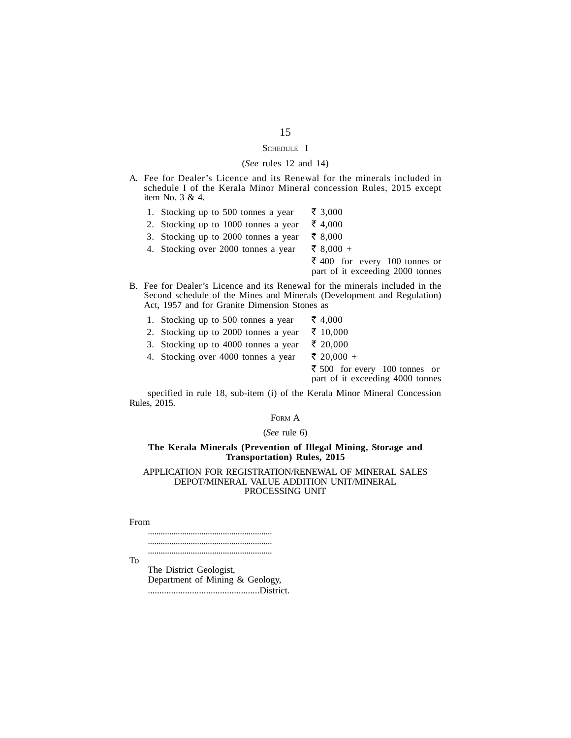## SCHEDULE I

(*See* rules 12 and 14)

A. Fee for Dealer's Licence and its Renewal for the minerals included in schedule I of the Kerala Minor Mineral concession Rules, 2015 except item No. 3 & 4.

| | | |
|---|---|---|
| 1. | Stocking up to 500 tonnes a year | ₹ 3,000 |
| 2. | Stocking up to 1000 tonnes a year | ₹ 4,000 |
| 3. | Stocking up to 2000 tonnes a year | ₹ 8,000 |
| 4. | Stocking over 2000 tonnes a year | ₹ 8,000 + ₹ 400 for every 100 tonnes or part of it exceeding 2000 tonnes |

B. Fee for Dealer's Licence and its Renewal for the minerals included in the Second schedule of the Mines and Minerals (Development and Regulation) Act, 1957 and for Granite Dimension Stones as

| | | |
|---|---|---|
| 1. | Stocking up to 500 tonnes a year | ₹ 4,000 |
| 2. | Stocking up to 2000 tonnes a year | ₹ 10,000 |
| 3. | Stocking up to 4000 tonnes a year | ₹ 20,000 |
| 4. | Stocking over 4000 tonnes a year | ₹ 20,000 + ₹ 500 for every 100 tonnes or part of it exceeding 4000 tonnes |

specified in rule 18, sub-item (i) of the Kerala Minor Mineral Concession Rules, 2015.

## FORM A

(*See* rule 6)

**The Kerala Minerals (Prevention of Illegal Mining, Storage and Transportation) Rules, 2015**

APPLICATION FOR REGISTRATION/RENEWAL OF MINERAL SALES DEPOT/MINERAL VALUE ADDITION UNIT/MINERAL PROCESSING UNIT

From

.........................................................
.........................................................
.........................................................

To

The District Geologist,
Department of Mining & Geology,
................................................District.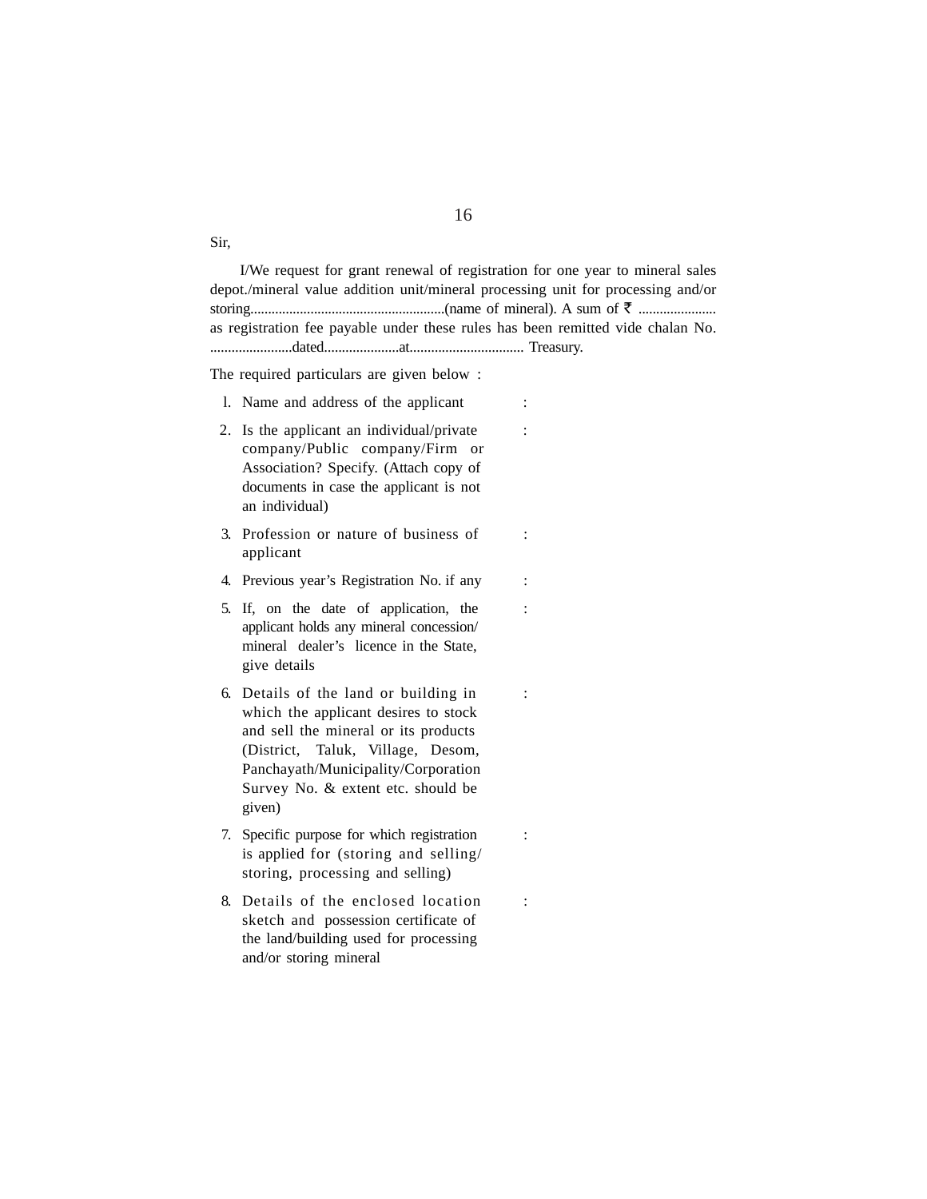Sir,

I/We request for grant renewal of registration for one year to mineral sales depot./mineral value addition unit/mineral processing unit for processing and/or storing.....................................................(name of mineral). A sum of ₹ ...................... as registration fee payable under these rules has been remitted vide chalan No. .......................dated.....................at................................ Treasury.

The required particulars are given below :

1. Name and address of the applicant :
2. Is the applicant an individual/private company/Public company/Firm or Association? Specify. (Attach copy of documents in case the applicant is not an individual) :
3. Profession or nature of business of applicant :
4. Previous year's Registration No. if any :
5. If, on the date of application, the applicant holds any mineral concession/ mineral dealer's licence in the State, give details :
6. Details of the land or building in which the applicant desires to stock and sell the mineral or its products (District, Taluk, Village, Desom, Panchayath/Municipality/Corporation Survey No. & extent etc. should be given) :
7. Specific purpose for which registration is applied for (storing and selling/ storing, processing and selling) :
8. Details of the enclosed location sketch and possession certificate of the land/building used for processing and/or storing mineral :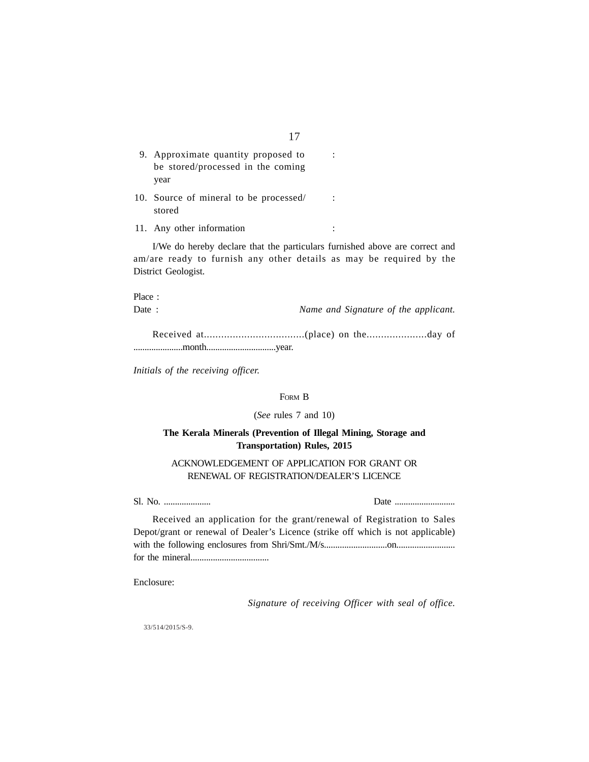9. Approximate quantity proposed to be stored/processed in the coming year :

10. Source of mineral to be processed/ stored :

11. Any other information :

I/We do hereby declare that the particulars furnished above are correct and am/are ready to furnish any other details as may be required by the District Geologist.

Place :

Date : *Name and Signature of the applicant.*

Received at..................................(place) on the....................day of ......................month..............................year.

*Initials of the receiving officer.*

FORM B

(*See* rules 7 and 10)

**The Kerala Minerals (Prevention of Illegal Mining, Storage and Transportation) Rules, 2015**

ACKNOWLEDGEMENT OF APPLICATION FOR GRANT OR RENEWAL OF REGISTRATION/DEALER'S LICENCE

Sl. No. ..................... Date ...........................

Received an application for the grant/renewal of Registration to Sales Depot/grant or renewal of Dealer's Licence (strike off which is not applicable) with the following enclosures from Shri/Smt./M/s...........................on.......................... for the mineral..................................

Enclosure:

*Signature of receiving Officer with seal of office.*

33/514/2015/S-9.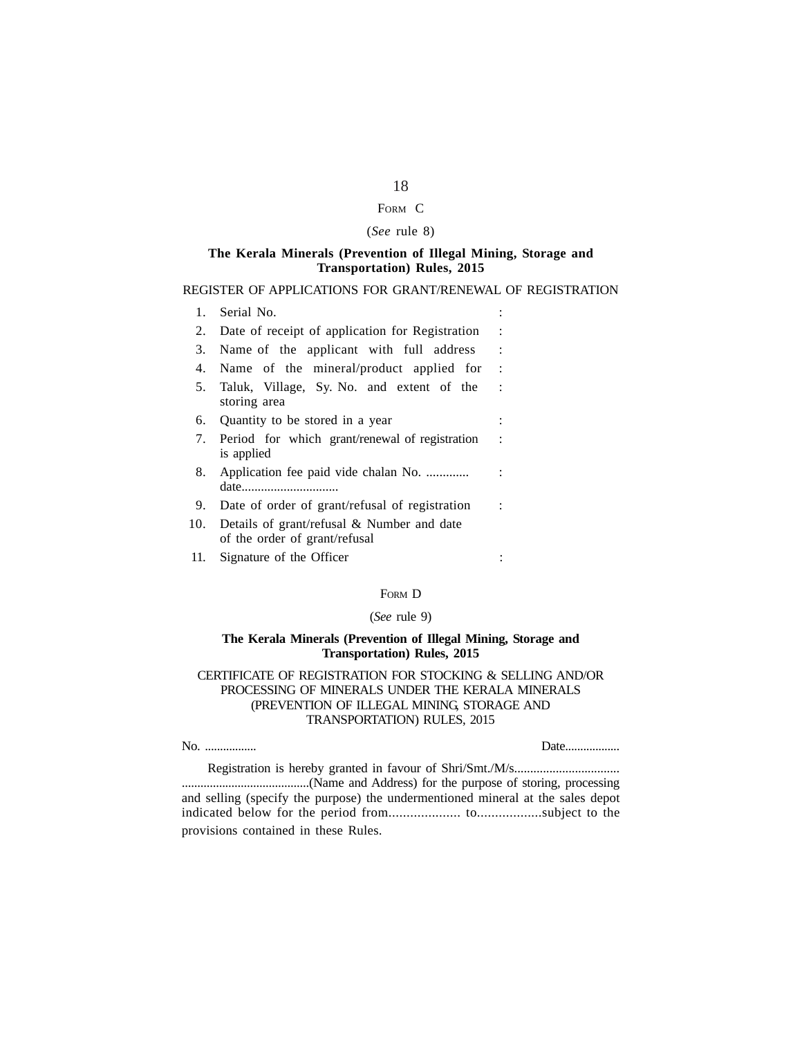## Form C

(*See* rule 8)

**The Kerala Minerals (Prevention of Illegal Mining, Storage and Transportation) Rules, 2015**

REGISTER OF APPLICATIONS FOR GRANT/RENEWAL OF REGISTRATION

| | | |
|---|---|---|
| 1. | Serial No. | : |
| 2. | Date of receipt of application for Registration | : |
| 3. | Name of the applicant with full address | : |
| 4. | Name of the mineral/product applied for | : |
| 5. | Taluk, Village, Sy. No. and extent of the storing area | : |
| 6. | Quantity to be stored in a year | : |
| 7. | Period for which grant/renewal of registration is applied | : |
| 8. | Application fee paid vide chalan No. ............. date.............................. | : |
| 9. | Date of order of grant/refusal of registration | : |
| 10. | Details of grant/refusal & Number and date of the order of grant/refusal | |
| 11. | Signature of the Officer | : |

## Form D

(*See* rule 9)

**The Kerala Minerals (Prevention of Illegal Mining, Storage and Transportation) Rules, 2015**

CERTIFICATE OF REGISTRATION FOR STOCKING & SELLING AND/OR PROCESSING OF MINERALS UNDER THE KERALA MINERALS (PREVENTION OF ILLEGAL MINING, STORAGE AND TRANSPORTATION) RULES, 2015

No. ................. Date.................

Registration is hereby granted in favour of Shri/Smt./M/s................................. .........................................(Name and Address) for the purpose of storing, processing and selling (specify the purpose) the undermentioned mineral at the sales depot indicated below for the period from.................... to..................subject to the provisions contained in these Rules.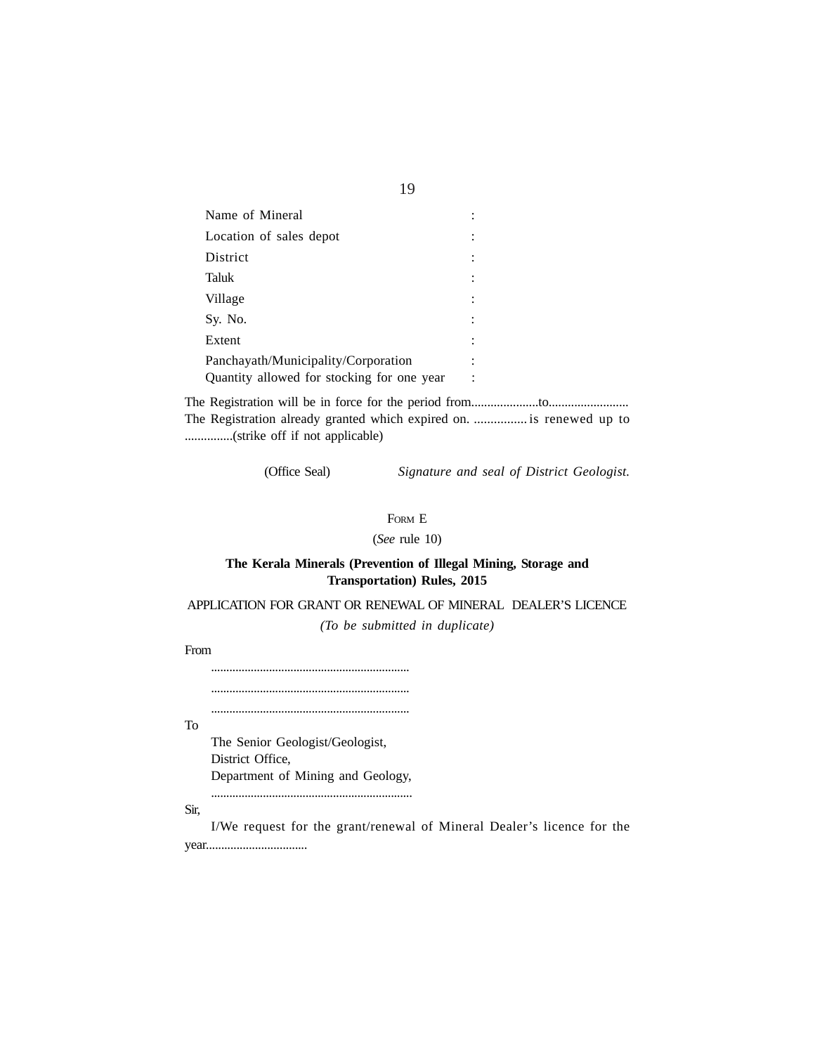Name of Mineral :

Location of sales depot :

District :

Taluk :

Village :

Sy. No. :

Extent :

Panchayath/Municipality/Corporation :

Quantity allowed for stocking for one year :

The Registration will be in force for the period from....................to........................

The Registration already granted which expired on. ................ is renewed up to ...............(strike off if not applicable)

(Office Seal) *Signature and seal of District Geologist.*

FORM E

(*See* rule 10)

**The Kerala Minerals (Prevention of Illegal Mining, Storage and Transportation) Rules, 2015**

APPLICATION FOR GRANT OR RENEWAL OF MINERAL DEALER'S LICENCE

*(To be submitted in duplicate)*

From

................................................................

................................................................

................................................................

To

The Senior Geologist/Geologist,
District Office,
Department of Mining and Geology,
.................................................................

Sir,

I/We request for the grant/renewal of Mineral Dealer's licence for the year................................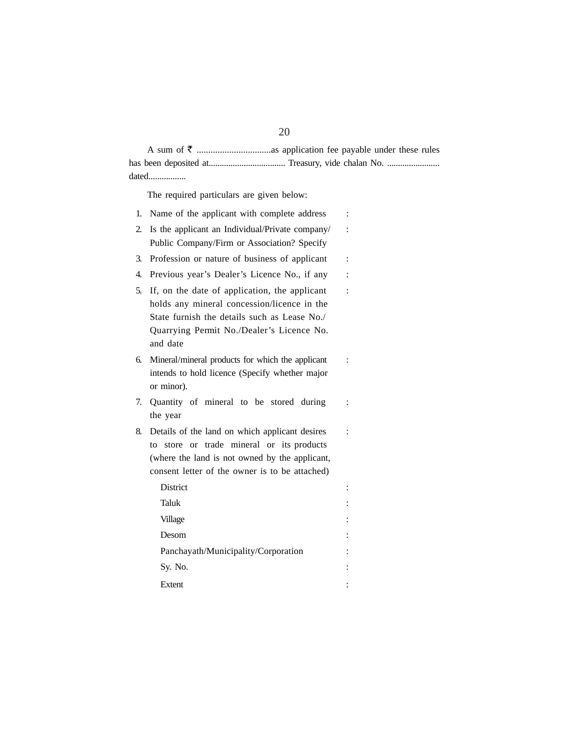A sum of ₹ ................................as application fee payable under these rules has been deposited at.................................. Treasury, vide chalan No. ........................ dated.................

The required particulars are given below:

| | | |
|---|---|---|
| 1. | Name of the applicant with complete address | : |
| 2. | Is the applicant an Individual/Private company/ Public Company/Firm or Association? Specify | : |
| 3. | Profession or nature of business of applicant | : |
| 4. | Previous year's Dealer's Licence No., if any | : |
| 5. | If, on the date of application, the applicant holds any mineral concession/licence in the State furnish the details such as Lease No./ Quarrying Permit No./Dealer's Licence No. and date | : |
| 6. | Mineral/mineral products for which the applicant intends to hold licence (Specify whether major or minor). | : |
| 7. | Quantity of mineral to be stored during the year | : |
| 8. | Details of the land on which applicant desires to store or trade mineral or its products (where the land is not owned by the applicant, consent letter of the owner is to be attached) | : |
| | District | : |
| | Taluk | : |
| | Village | : |
| | Desom | : |
| | Panchayath/Municipality/Corporation | : |
| | Sy. No. | : |
| | Extent | : |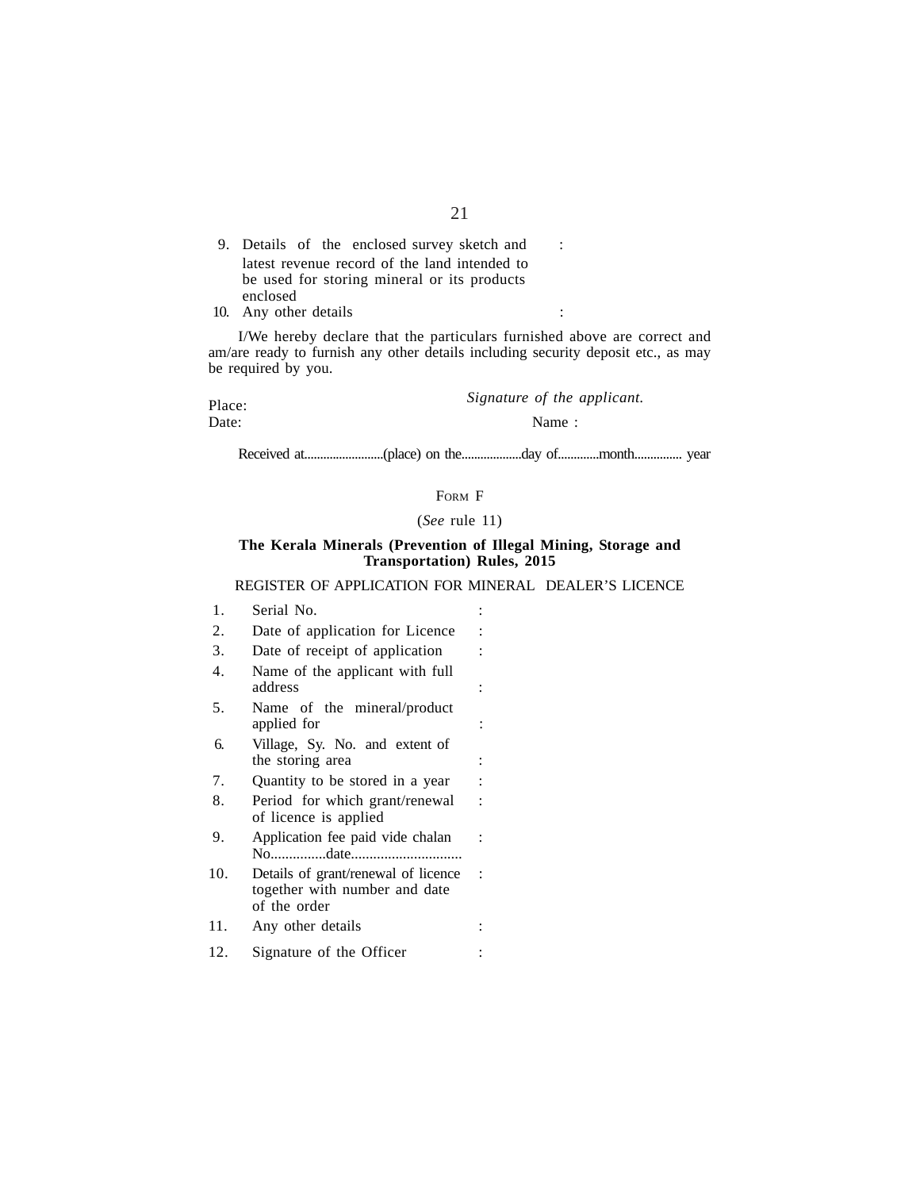9. Details of the enclosed survey sketch and latest revenue record of the land intended to be used for storing mineral or its products enclosed :

10. Any other details :

I/We hereby declare that the particulars furnished above are correct and am/are ready to furnish any other details including security deposit etc., as may be required by you.

Place:

Date:

*Signature of the applicant.*

Name :

Received at.........................(place) on the..................day of............month............... year

FORM F

(*See* rule 11)

**The Kerala Minerals (Prevention of Illegal Mining, Storage and Transportation) Rules, 2015**

REGISTER OF APPLICATION FOR MINERAL DEALER'S LICENCE

| | | |
|---|---|---|
| 1. | Serial No. | : |
| 2. | Date of application for Licence | : |
| 3. | Date of receipt of application | : |
| 4. | Name of the applicant with full address | : |
| 5. | Name of the mineral/product applied for | : |
| 6. | Village, Sy. No. and extent of the storing area | : |
| 7. | Quantity to be stored in a year | : |
| 8. | Period for which grant/renewal of licence is applied | : |
| 9. | Application fee paid vide chalan No...............date............................. | : |
| 10. | Details of grant/renewal of licence together with number and date of the order | : |
| 11. | Any other details | : |
| 12. | Signature of the Officer | : |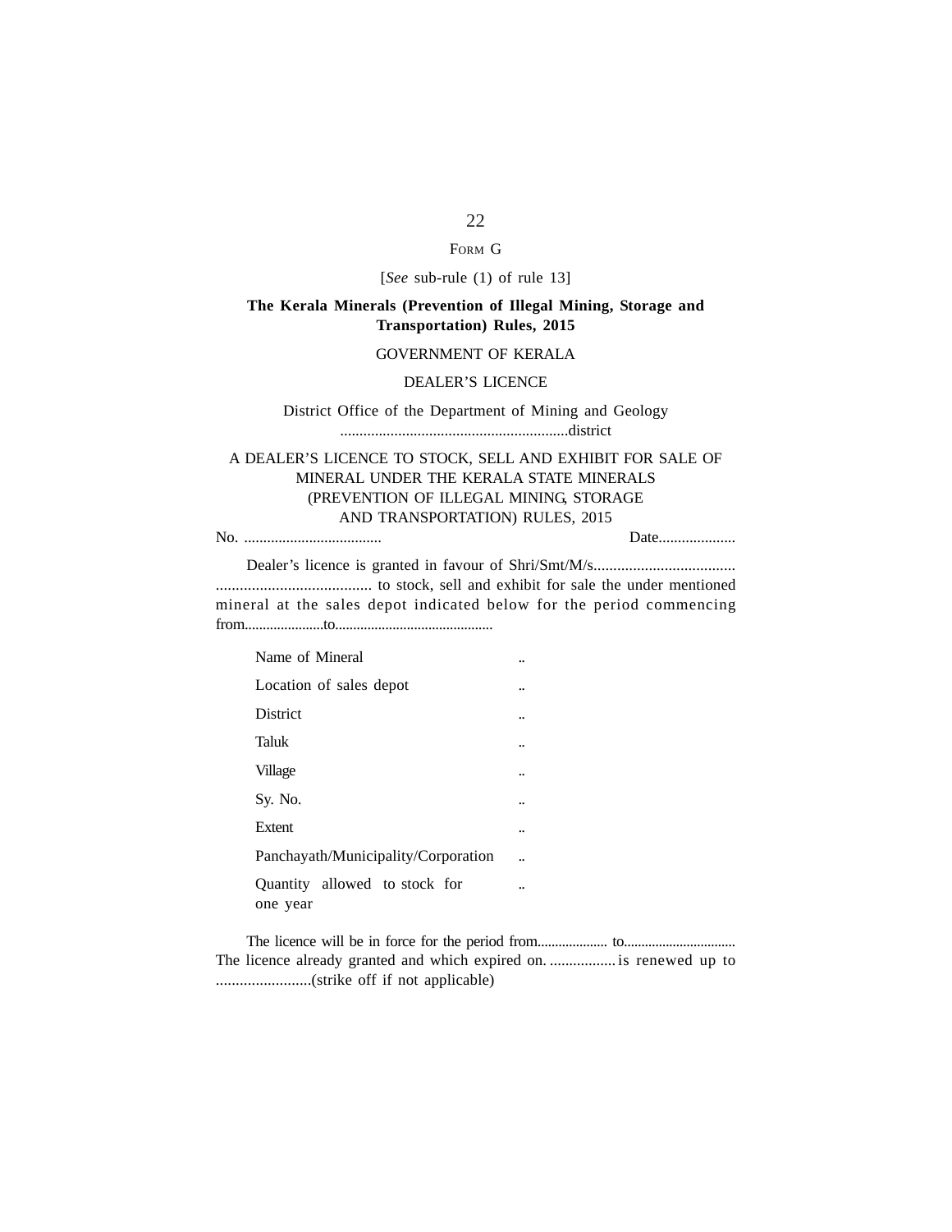FORM G

[*See* sub-rule (1) of rule 13]

**The Kerala Minerals (Prevention of Illegal Mining, Storage and Transportation) Rules, 2015**

GOVERNMENT OF KERALA

DEALER'S LICENCE

District Office of the Department of Mining and Geology
............................................................district

A DEALER'S LICENCE TO STOCK, SELL AND EXHIBIT FOR SALE OF MINERAL UNDER THE KERALA STATE MINERALS (PREVENTION OF ILLEGAL MINING, STORAGE AND TRANSPORTATION) RULES, 2015

No. .................................... Date....................

Dealer's licence is granted in favour of Shri/Smt/M/s.................................... ....................................... to stock, sell and exhibit for sale the under mentioned mineral at the sales depot indicated below for the period commencing from......................to...........................................

| | | |
|---|---|---|
| Name of Mineral | .. | |
| Location of sales depot | .. | |
| District | .. | |
| Taluk | .. | |
| Village | .. | |
| Sy. No. | .. | |
| Extent | .. | |
| Panchayath/Municipality/Corporation | .. | |
| Quantity allowed to stock for one year | .. | |

The licence will be in force for the period from.................... to................................ The licence already granted and which expired on. ................. is renewed up to ........................(strike off if not applicable)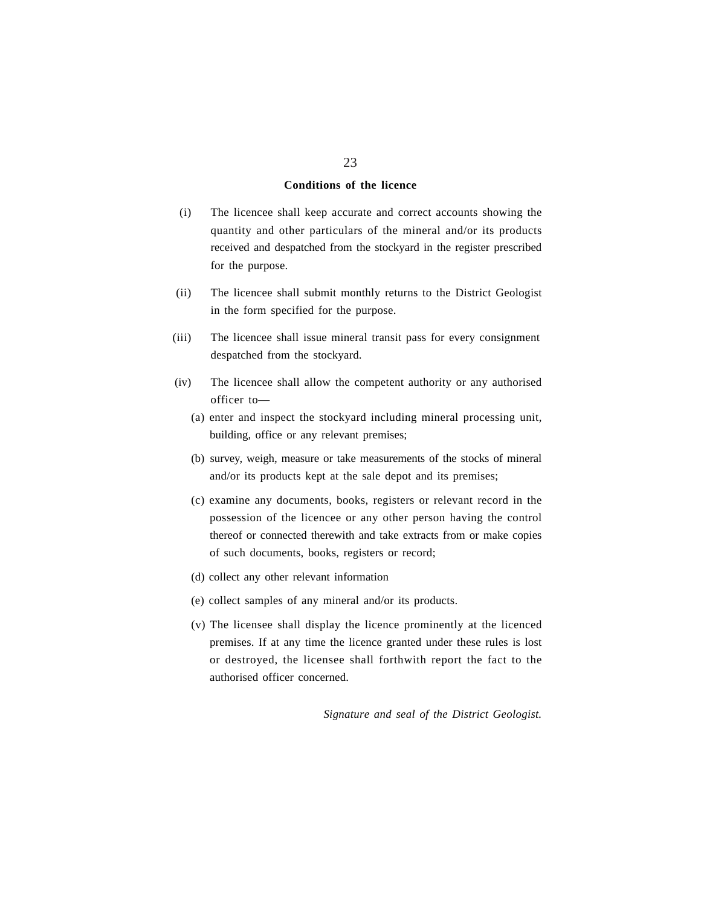**Conditions of the licence**

(i) The licencee shall keep accurate and correct accounts showing the quantity and other particulars of the mineral and/or its products received and despatched from the stockyard in the register prescribed for the purpose.

(ii) The licencee shall submit monthly returns to the District Geologist in the form specified for the purpose.

(iii) The licencee shall issue mineral transit pass for every consignment despatched from the stockyard.

(iv) The licencee shall allow the competent authority or any authorised officer to—

(a) enter and inspect the stockyard including mineral processing unit, building, office or any relevant premises;

(b) survey, weigh, measure or take measurements of the stocks of mineral and/or its products kept at the sale depot and its premises;

(c) examine any documents, books, registers or relevant record in the possession of the licencee or any other person having the control thereof or connected therewith and take extracts from or make copies of such documents, books, registers or record;

(d) collect any other relevant information

(e) collect samples of any mineral and/or its products.

(v) The licensee shall display the licence prominently at the licenced premises. If at any time the licence granted under these rules is lost or destroyed, the licensee shall forthwith report the fact to the authorised officer concerned.

*Signature and seal of the District Geologist.*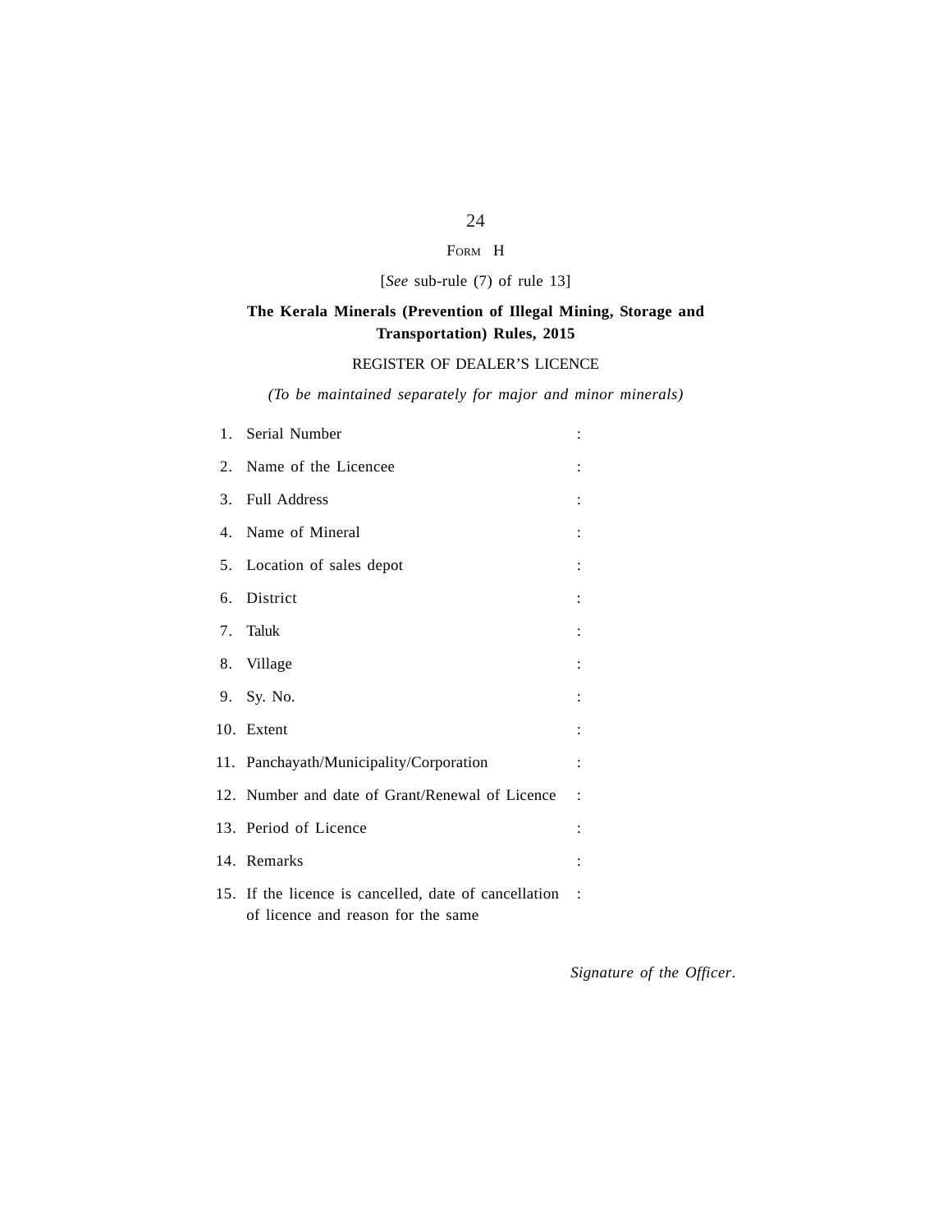FORM H

[*See* sub-rule (7) of rule 13]

**The Kerala Minerals (Prevention of Illegal Mining, Storage and Transportation) Rules, 2015**

REGISTER OF DEALER'S LICENCE

*(To be maintained separately for major and minor minerals)*

1. Serial Number :
2. Name of the Licencee :
3. Full Address :
4. Name of Mineral :
5. Location of sales depot :
6. District :
7. Taluk :
8. Village :
9. Sy. No. :
10. Extent :
11. Panchayath/Municipality/Corporation :
12. Number and date of Grant/Renewal of Licence :
13. Period of Licence :
14. Remarks :
15. If the licence is cancelled, date of cancellation of licence and reason for the same :

*Signature of the Officer.*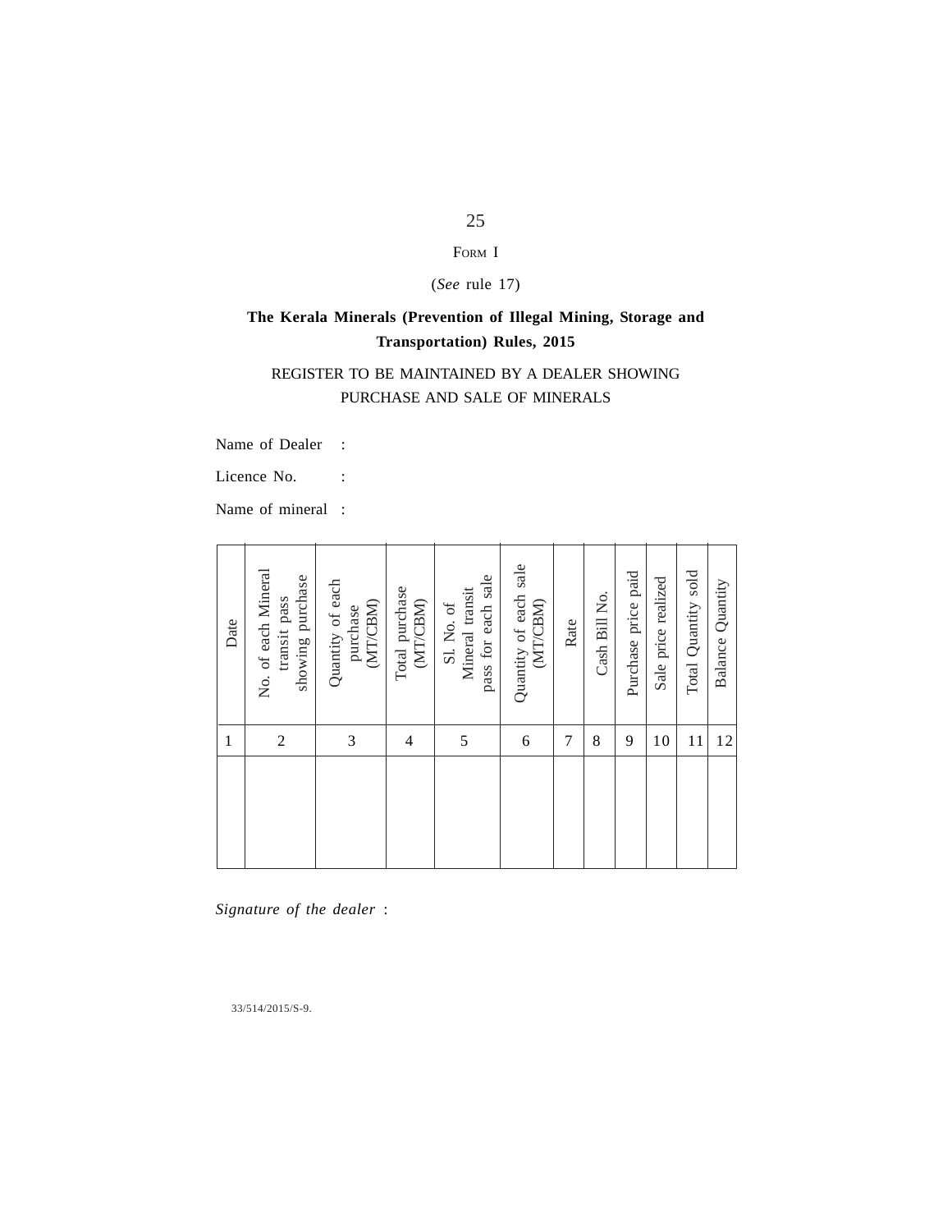FORM I

(*See* rule 17)

**The Kerala Minerals (Prevention of Illegal Mining, Storage and Transportation) Rules, 2015**

REGISTER TO BE MAINTAINED BY A DEALER SHOWING PURCHASE AND SALE OF MINERALS

Name of Dealer :

Licence No. :

Name of mineral :

| Date | No. of each Mineral transit pass showing purchase | Quantity of each purchase (MT/CBM) | Total purchase (MT/CBM) | Sl. No. of Mineral transit pass for each sale | Quantity of each sale (MT/CBM) | Rate | Cash Bill No. | Purchase price paid | Sale price realized | Total Quantity sold | Balance Quantity |
|---|---|---|---|---|---|---|---|---|---|---|---|
| 1 | 2 | 3 | 4 | 5 | 6 | 7 | 8 | 9 | 10 | 11 | 12 |
| | | | | | | | | | | | |

*Signature of the dealer* :

33/514/2015/S-9.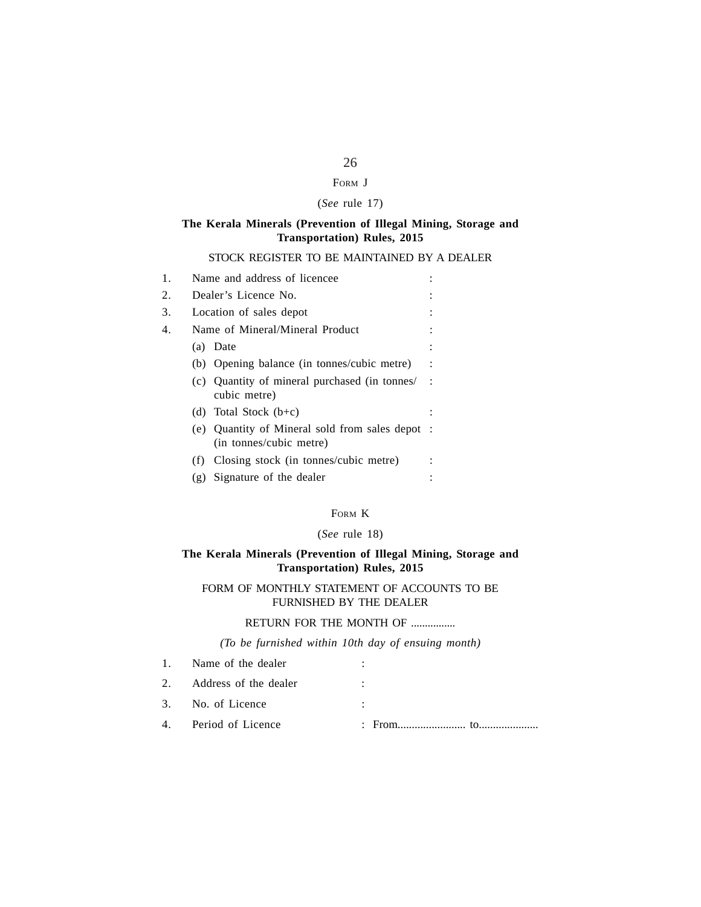FORM J

(*See* rule 17)

**The Kerala Minerals (Prevention of Illegal Mining, Storage and Transportation) Rules, 2015**

STOCK REGISTER TO BE MAINTAINED BY A DEALER

1. Name and address of licencee :
2. Dealer's Licence No. :
3. Location of sales depot :
4. Name of Mineral/Mineral Product :
   - (a) Date :
   - (b) Opening balance (in tonnes/cubic metre) :
   - (c) Quantity of mineral purchased (in tonnes/cubic metre) :
   - (d) Total Stock (b+c) :
   - (e) Quantity of Mineral sold from sales depot (in tonnes/cubic metre) :
   - (f) Closing stock (in tonnes/cubic metre) :
   - (g) Signature of the dealer :

FORM K

(*See* rule 18)

**The Kerala Minerals (Prevention of Illegal Mining, Storage and Transportation) Rules, 2015**

FORM OF MONTHLY STATEMENT OF ACCOUNTS TO BE FURNISHED BY THE DEALER

RETURN FOR THE MONTH OF ................

*(To be furnished within 10th day of ensuing month)*

1. Name of the dealer :
2. Address of the dealer :
3. No. of Licence :
4. Period of Licence : From........................ to.....................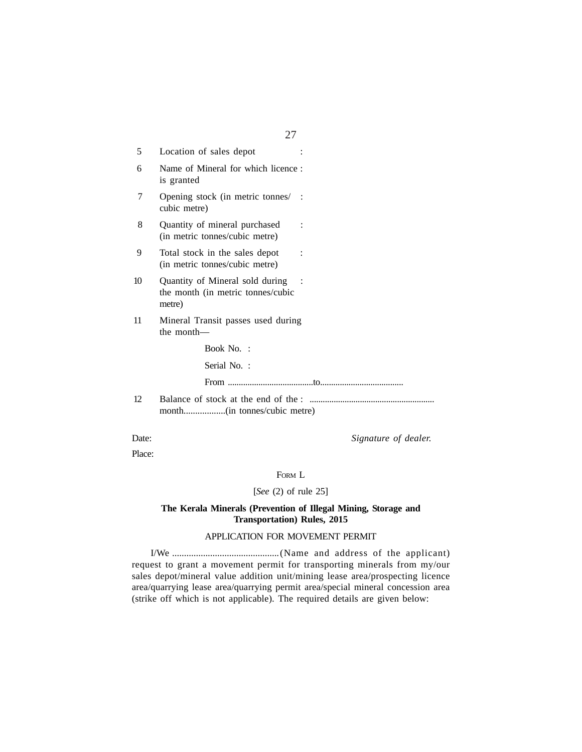| | | |
|---|---|---|
| 5 | Location of sales depot | : |
| 6 | Name of Mineral for which licence is granted | : |
| 7 | Opening stock (in metric tonnes/ cubic metre) | : |
| 8 | Quantity of mineral purchased (in metric tonnes/cubic metre) | : |
| 9 | Total stock in the sales depot (in metric tonnes/cubic metre) | : |
| 10 | Quantity of Mineral sold during the month (in metric tonnes/cubic metre) | : |
| 11 | Mineral Transit passes used during the month— | |
| | Book No. : | |
| | Serial No. : | |
| | From .......................................to...................................... | |
| 12 | Balance of stock at the end of the month..................(in tonnes/cubic metre) | : ........................................................ |

Date: *Signature of dealer.*

Place:

FORM L

[*See* (2) of rule 25]

**The Kerala Minerals (Prevention of Illegal Mining, Storage and Transportation) Rules, 2015**

APPLICATION FOR MOVEMENT PERMIT

I/We .............................................(Name and address of the applicant) request to grant a movement permit for transporting minerals from my/our sales depot/mineral value addition unit/mining lease area/prospecting licence area/quarrying lease area/quarrying permit area/special mineral concession area (strike off which is not applicable). The required details are given below: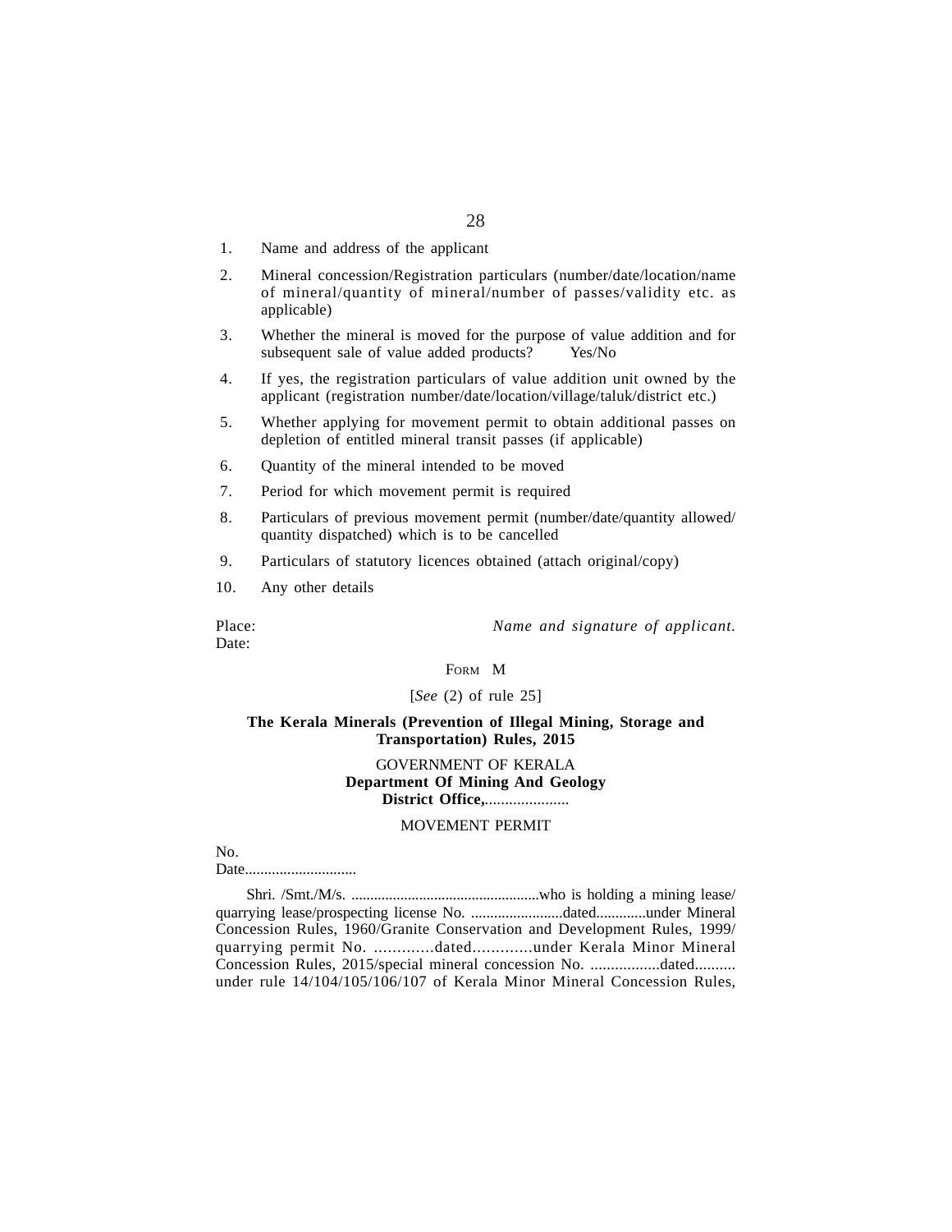1. Name and address of the applicant
2. Mineral concession/Registration particulars (number/date/location/name of mineral/quantity of mineral/number of passes/validity etc. as applicable)
3. Whether the mineral is moved for the purpose of value addition and for subsequent sale of value added products? Yes/No
4. If yes, the registration particulars of value addition unit owned by the applicant (registration number/date/location/village/taluk/district etc.)
5. Whether applying for movement permit to obtain additional passes on depletion of entitled mineral transit passes (if applicable)
6. Quantity of the mineral intended to be moved
7. Period for which movement permit is required
8. Particulars of previous movement permit (number/date/quantity allowed/ quantity dispatched) which is to be cancelled
9. Particulars of statutory licences obtained (attach original/copy)
10. Any other details

Place: *Name and signature of applicant.*
Date:

FORM M

[*See* (2) of rule 25]

**The Kerala Minerals (Prevention of Illegal Mining, Storage and Transportation) Rules, 2015**

GOVERNMENT OF KERALA
**Department Of Mining And Geology**
**District Office,**.....................

MOVEMENT PERMIT

No.
Date.............................

Shri. /Smt./M/s. ..................................................who is holding a mining lease/ quarrying lease/prospecting license No. ........................dated.............under Mineral Concession Rules, 1960/Granite Conservation and Development Rules, 1999/ quarrying permit No. .............dated.............under Kerala Minor Mineral Concession Rules, 2015/special mineral concession No. .................dated.......... under rule 14/104/105/106/107 of Kerala Minor Mineral Concession Rules,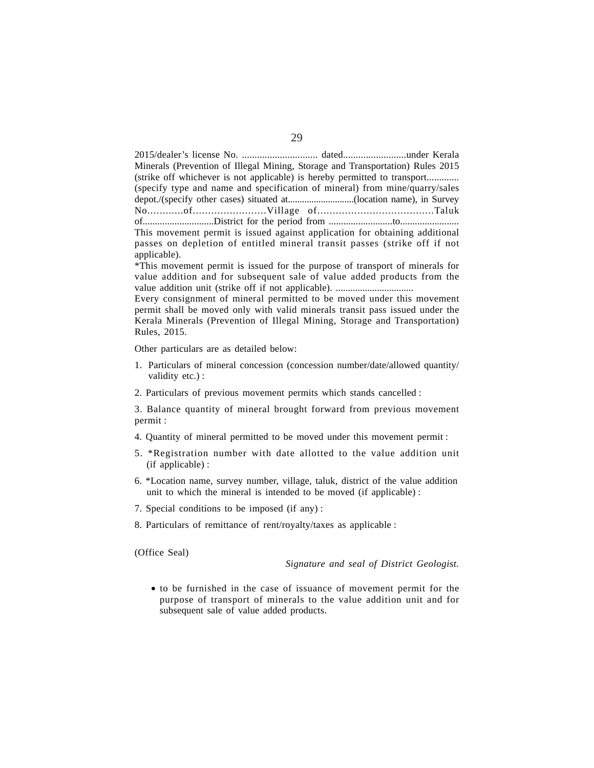2015/dealer's license No. .............................. dated.........................under Kerala Minerals (Prevention of Illegal Mining, Storage and Transportation) Rules 2015 (strike off whichever is not applicable) is hereby permitted to transport............. (specify type and name and specification of mineral) from mine/quarry/sales depot./(specify other cases) situated at............................(location name), in Survey No…………of……………………Village of………………………………Taluk of.............................District for the period from ..........................to........................

This movement permit is issued against application for obtaining additional passes on depletion of entitled mineral transit passes (strike off if not applicable).

*This movement permit is issued for the purpose of transport of minerals for value addition and for subsequent sale of value added products from the value addition unit (strike off if not applicable). ................................

Every consignment of mineral permitted to be moved under this movement permit shall be moved only with valid minerals transit pass issued under the Kerala Minerals (Prevention of Illegal Mining, Storage and Transportation) Rules, 2015.

Other particulars are as detailed below:

1. Particulars of mineral concession (concession number/date/allowed quantity/ validity etc.) :
2. Particulars of previous movement permits which stands cancelled :
3. Balance quantity of mineral brought forward from previous movement permit :
4. Quantity of mineral permitted to be moved under this movement permit :
5. *Registration number with date allotted to the value addition unit (if applicable) :
6. *Location name, survey number, village, taluk, district of the value addition unit to which the mineral is intended to be moved (if applicable) :
7. Special conditions to be imposed (if any) :
8. Particulars of remittance of rent/royalty/taxes as applicable :

(Office Seal)

*Signature and seal of District Geologist.*

- to be furnished in the case of issuance of movement permit for the purpose of transport of minerals to the value addition unit and for subsequent sale of value added products.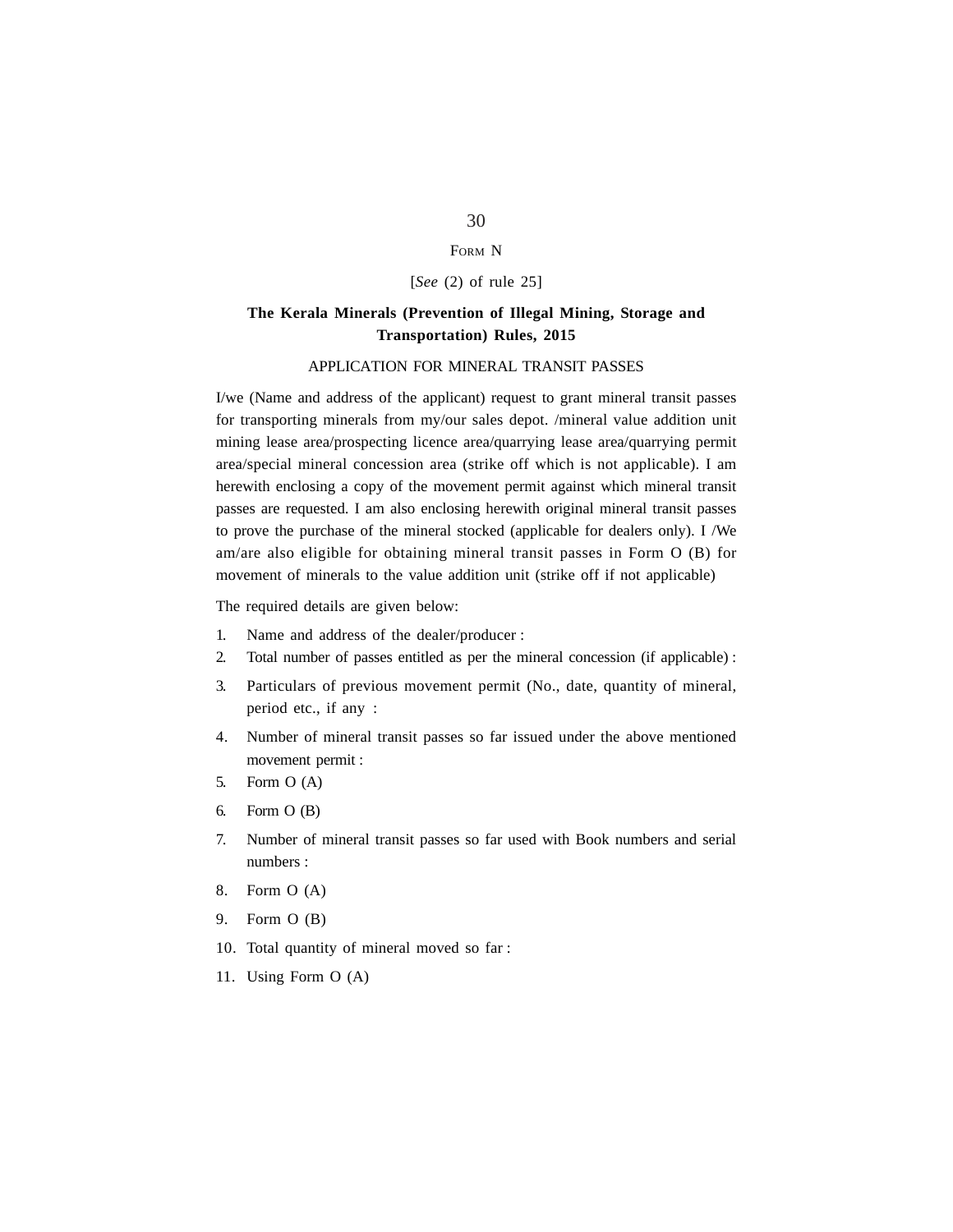FORM N

[*See* (2) of rule 25]

**The Kerala Minerals (Prevention of Illegal Mining, Storage and Transportation) Rules, 2015**

APPLICATION FOR MINERAL TRANSIT PASSES

I/we (Name and address of the applicant) request to grant mineral transit passes for transporting minerals from my/our sales depot. /mineral value addition unit mining lease area/prospecting licence area/quarrying lease area/quarrying permit area/special mineral concession area (strike off which is not applicable). I am herewith enclosing a copy of the movement permit against which mineral transit passes are requested. I am also enclosing herewith original mineral transit passes to prove the purchase of the mineral stocked (applicable for dealers only). I /We am/are also eligible for obtaining mineral transit passes in Form O (B) for movement of minerals to the value addition unit (strike off if not applicable)

The required details are given below:

1. Name and address of the dealer/producer :
2. Total number of passes entitled as per the mineral concession (if applicable) :
3. Particulars of previous movement permit (No., date, quantity of mineral, period etc., if any :
4. Number of mineral transit passes so far issued under the above mentioned movement permit :
5. Form O (A)
6. Form O (B)
7. Number of mineral transit passes so far used with Book numbers and serial numbers :
8. Form O (A)
9. Form O (B)
10. Total quantity of mineral moved so far :
11. Using Form O (A)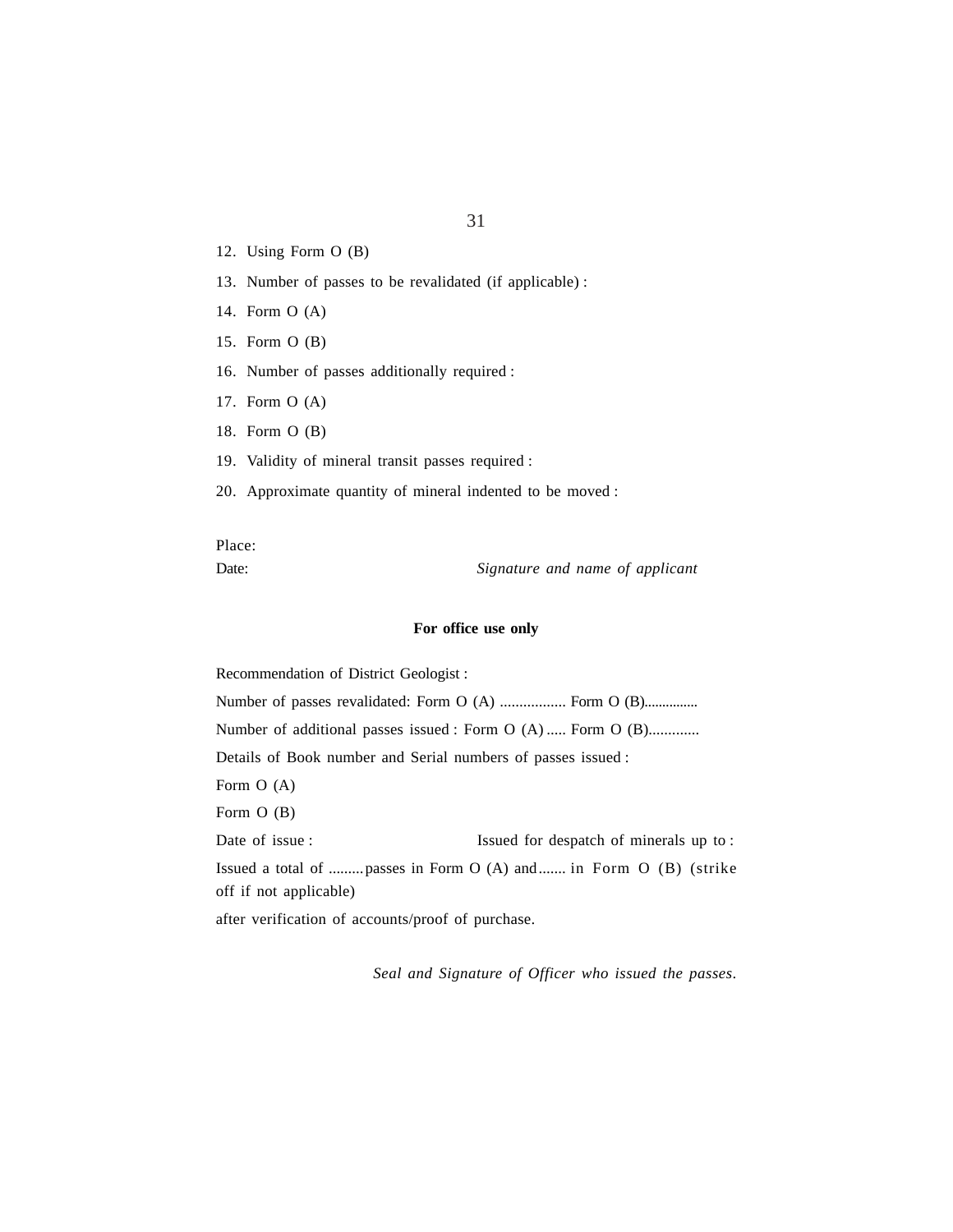12. Using Form O (B)
13. Number of passes to be revalidated (if applicable) :
14. Form O (A)
15. Form O (B)
16. Number of passes additionally required :
17. Form O (A)
18. Form O (B)
19. Validity of mineral transit passes required :
20. Approximate quantity of mineral indented to be moved :

Place:

Date: *Signature and name of applicant*

**For office use only**

Recommendation of District Geologist :

Number of passes revalidated: Form O (A) ................ Form O (B)..............

Number of additional passes issued : Form O (A) ..... Form O (B)............

Details of Book number and Serial numbers of passes issued :

Form O (A)

Form O (B)

Date of issue : Issued for despatch of minerals up to :

Issued a total of .........passes in Form O (A) and....... in Form O (B) (strike off if not applicable)

after verification of accounts/proof of purchase.

*Seal and Signature of Officer who issued the passes.*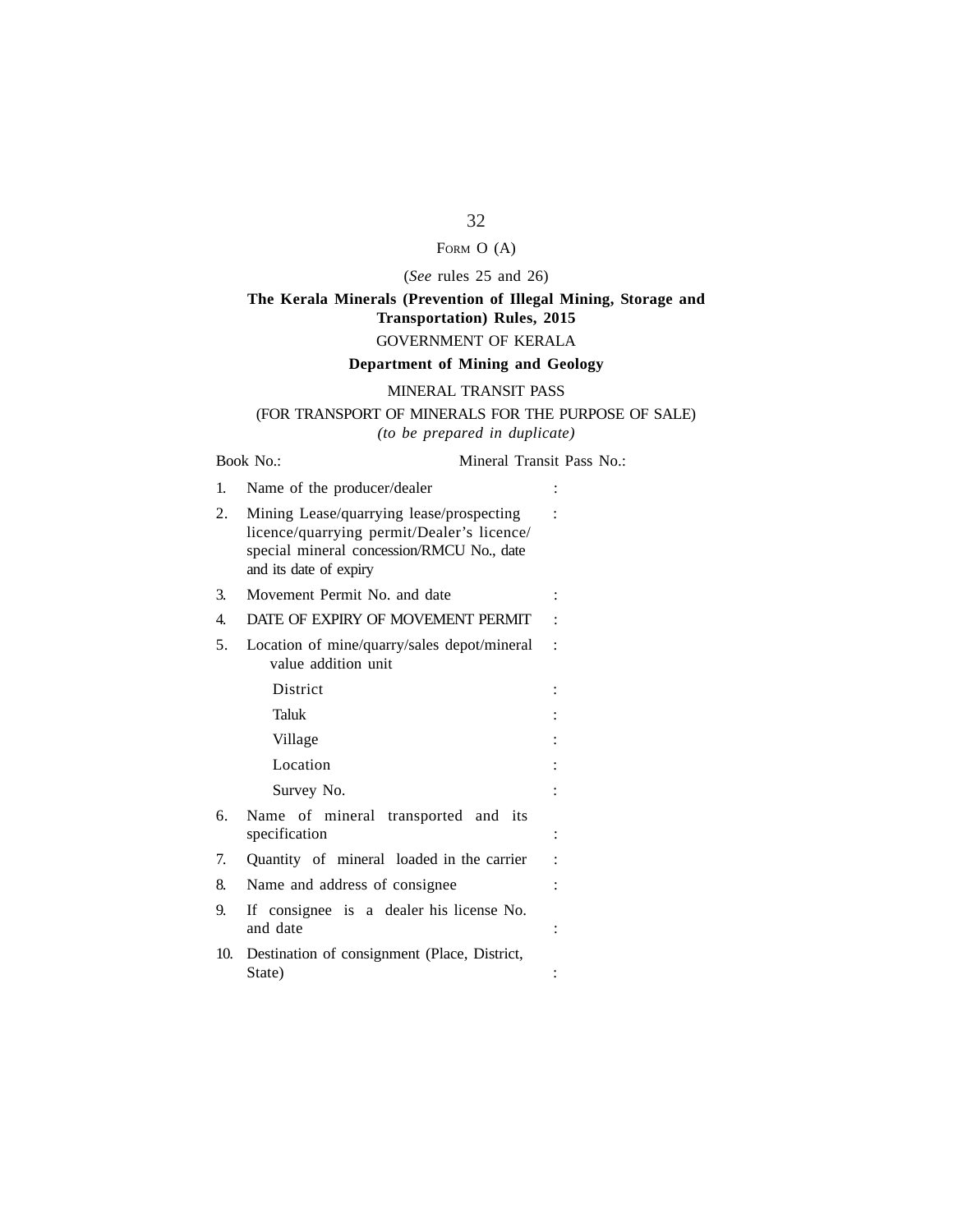FORM O (A)

(*See* rules 25 and 26)

**The Kerala Minerals (Prevention of Illegal Mining, Storage and Transportation) Rules, 2015**

GOVERNMENT OF KERALA

**Department of Mining and Geology**

MINERAL TRANSIT PASS

(FOR TRANSPORT OF MINERALS FOR THE PURPOSE OF SALE)

*(to be prepared in duplicate)*

Book No.: Mineral Transit Pass No.:

| | | |
|---|---|---|
| 1. | Name of the producer/dealer | : |
| 2. | Mining Lease/quarrying lease/prospecting licence/quarrying permit/Dealer's licence/ special mineral concession/RMCU No., date and its date of expiry | : |
| 3. | Movement Permit No. and date | : |
| 4. | DATE OF EXPIRY OF MOVEMENT PERMIT | : |
| 5. | Location of mine/quarry/sales depot/mineral value addition unit | : |
| | District | : |
| | Taluk | : |
| | Village | : |
| | Location | : |
| | Survey No. | : |
| 6. | Name of mineral transported and its specification | : |
| 7. | Quantity of mineral loaded in the carrier | : |
| 8. | Name and address of consignee | : |
| 9. | If consignee is a dealer his license No. and date | : |
| 10. | Destination of consignment (Place, District, State) | : |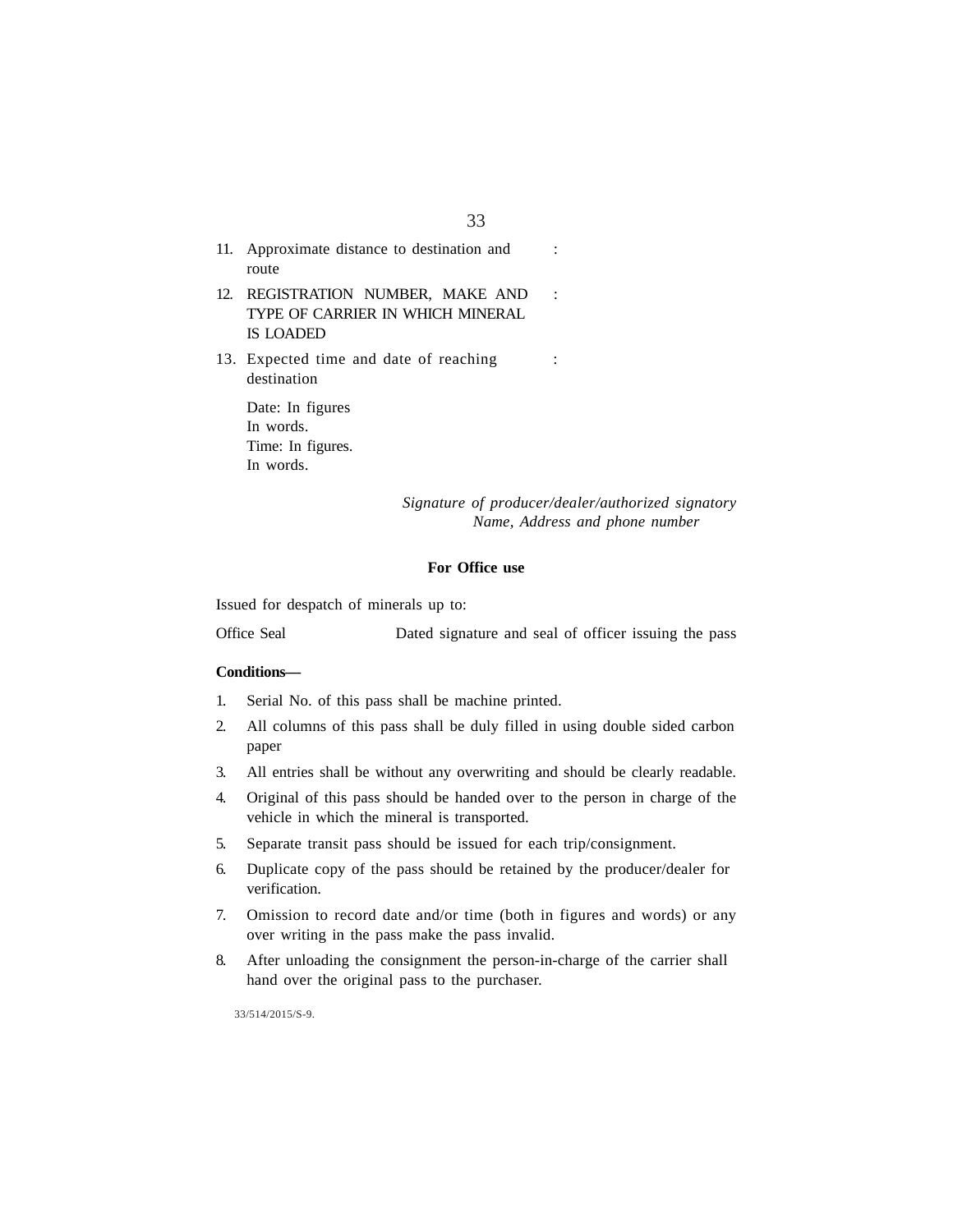11. Approximate distance to destination and route :

12. REGISTRATION NUMBER, MAKE AND TYPE OF CARRIER IN WHICH MINERAL IS LOADED :

13. Expected time and date of reaching destination :

    Date: In figures
    In words.
    Time: In figures.
    In words.

*Signature of producer/dealer/authorized signatory*
*Name, Address and phone number*

**For Office use**

Issued for despatch of minerals up to:

Office Seal Dated signature and seal of officer issuing the pass

**Conditions—**

1. Serial No. of this pass shall be machine printed.
2. All columns of this pass shall be duly filled in using double sided carbon paper
3. All entries shall be without any overwriting and should be clearly readable.
4. Original of this pass should be handed over to the person in charge of the vehicle in which the mineral is transported.
5. Separate transit pass should be issued for each trip/consignment.
6. Duplicate copy of the pass should be retained by the producer/dealer for verification.
7. Omission to record date and/or time (both in figures and words) or any over writing in the pass make the pass invalid.
8. After unloading the consignment the person-in-charge of the carrier shall hand over the original pass to the purchaser.

33/514/2015/S-9.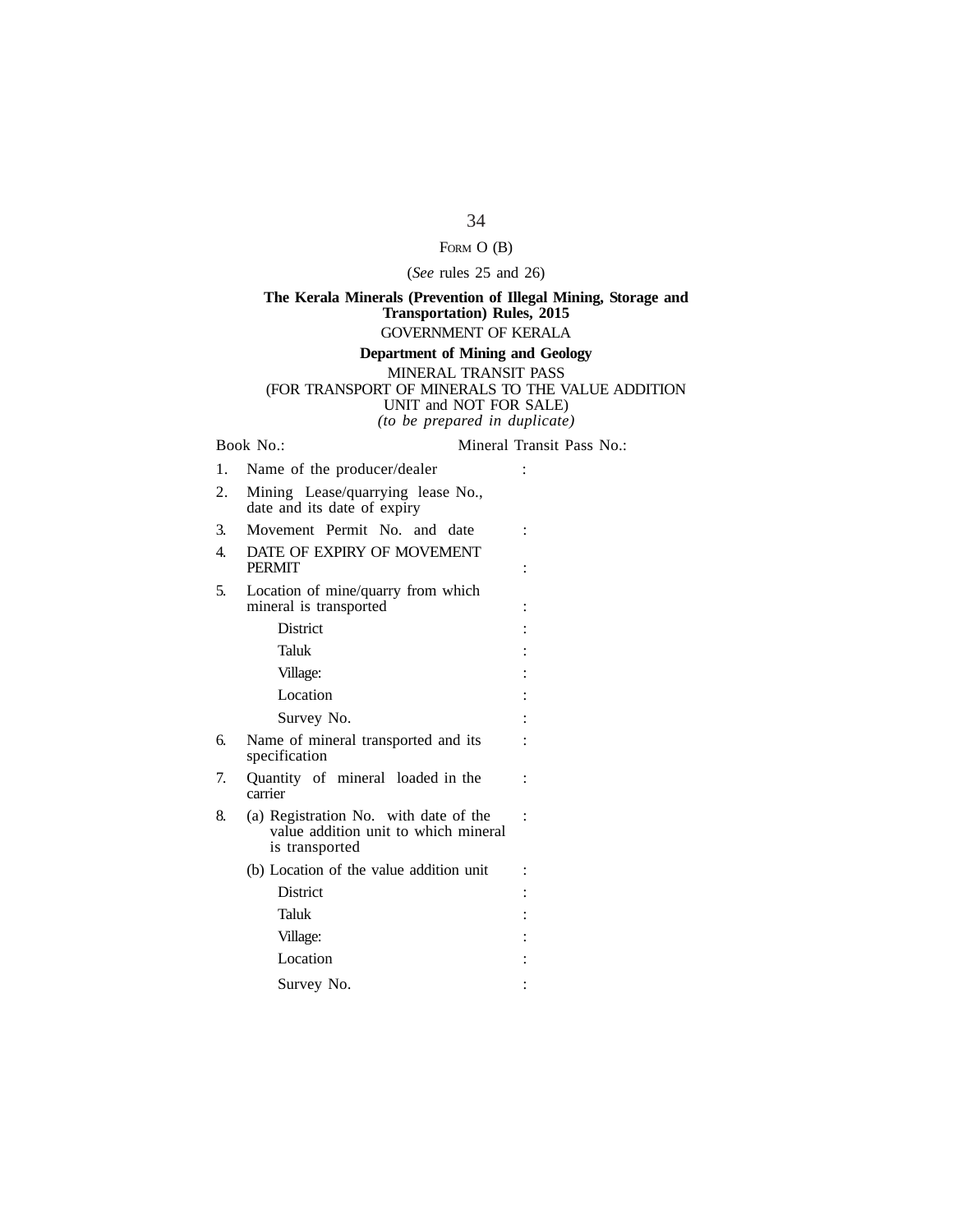FORM O (B)

(*See* rules 25 and 26)

**The Kerala Minerals (Prevention of Illegal Mining, Storage and Transportation) Rules, 2015**

GOVERNMENT OF KERALA

**Department of Mining and Geology**

MINERAL TRANSIT PASS

(FOR TRANSPORT OF MINERALS TO THE VALUE ADDITION UNIT and NOT FOR SALE)

*(to be prepared in duplicate)*

Book No.: Mineral Transit Pass No.:

1. Name of the producer/dealer :
2. Mining Lease/quarrying lease No., date and its date of expiry
3. Movement Permit No. and date :
4. DATE OF EXPIRY OF MOVEMENT PERMIT :
5. Location of mine/quarry from which mineral is transported :
   - District :
   - Taluk :
   - Village: :
   - Location :
   - Survey No. :
6. Name of mineral transported and its specification :
7. Quantity of mineral loaded in the carrier :
8. (a) Registration No. with date of the value addition unit to which mineral is transported :

   (b) Location of the value addition unit :
   - District :
   - Taluk :
   - Village: :
   - Location :
   - Survey No. :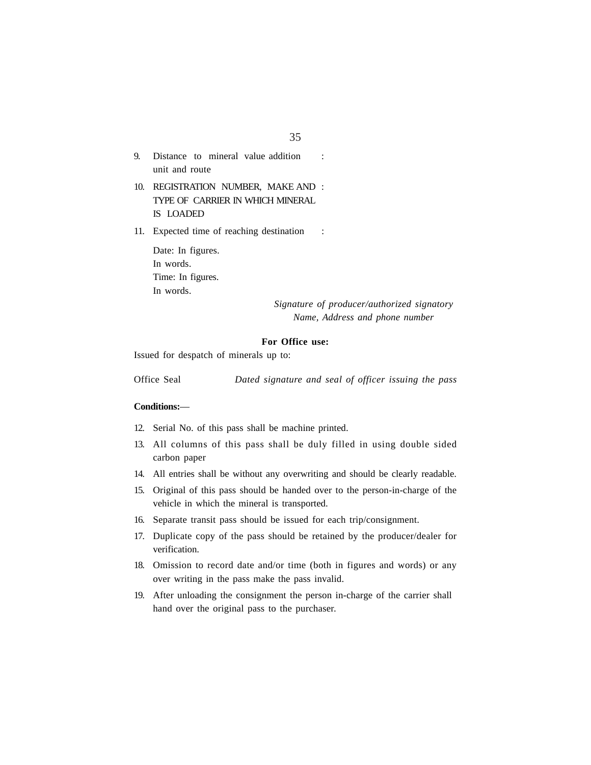9. Distance to mineral value addition unit and route :

10. REGISTRATION NUMBER, MAKE AND TYPE OF CARRIER IN WHICH MINERAL IS LOADED :

11. Expected time of reaching destination :

    Date: In figures.
    In words.
    Time: In figures.
    In words.

*Signature of producer/authorized signatory*
*Name, Address and phone number*

**For Office use:**

Issued for despatch of minerals up to:

Office Seal *Dated signature and seal of officer issuing the pass*

**Conditions:—**

12. Serial No. of this pass shall be machine printed.
13. All columns of this pass shall be duly filled in using double sided carbon paper
14. All entries shall be without any overwriting and should be clearly readable.
15. Original of this pass should be handed over to the person-in-charge of the vehicle in which the mineral is transported.
16. Separate transit pass should be issued for each trip/consignment.
17. Duplicate copy of the pass should be retained by the producer/dealer for verification.
18. Omission to record date and/or time (both in figures and words) or any over writing in the pass make the pass invalid.
19. After unloading the consignment the person in-charge of the carrier shall hand over the original pass to the purchaser.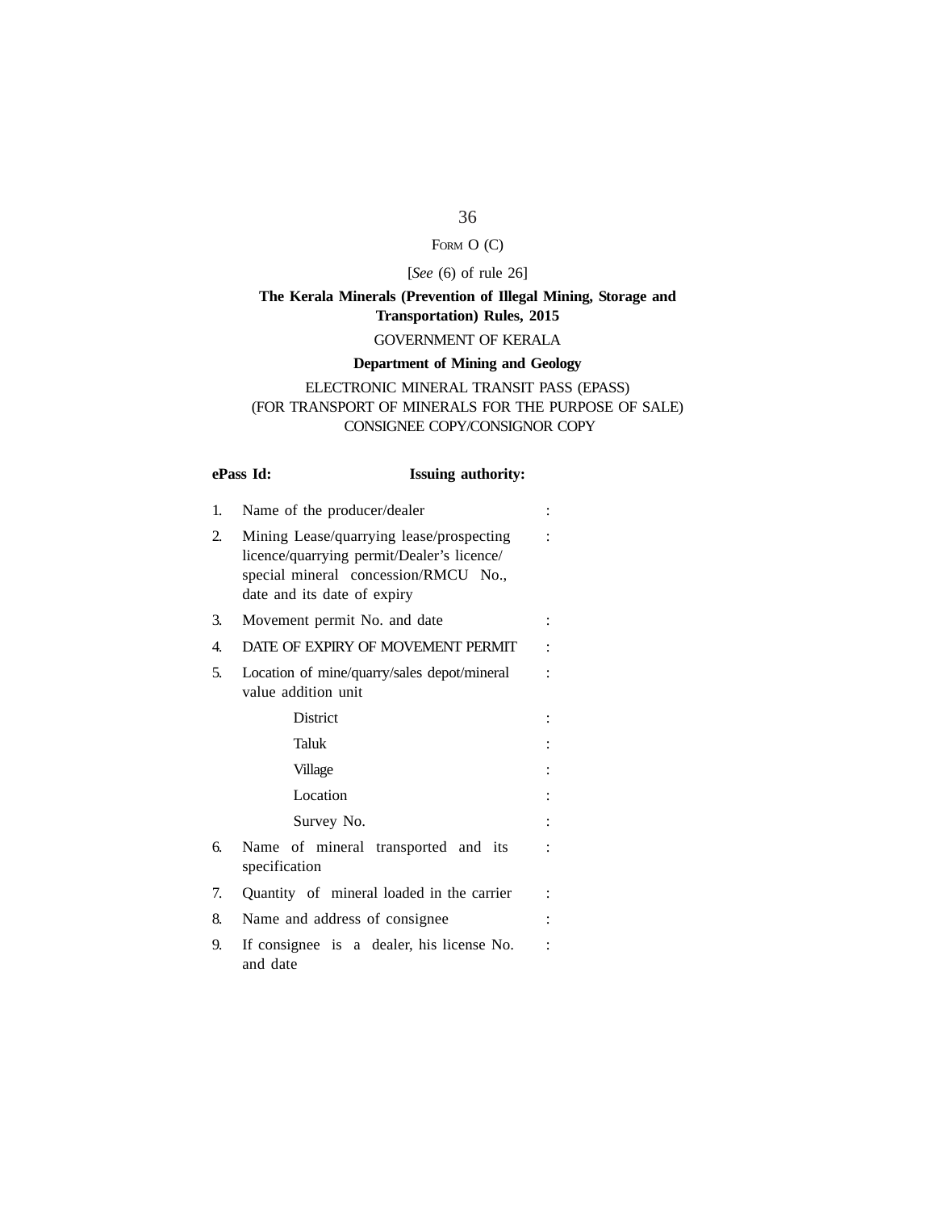FORM O (C)

[*See* (6) of rule 26]

**The Kerala Minerals (Prevention of Illegal Mining, Storage and Transportation) Rules, 2015**

GOVERNMENT OF KERALA

**Department of Mining and Geology**

ELECTRONIC MINERAL TRANSIT PASS (EPASS)
(FOR TRANSPORT OF MINERALS FOR THE PURPOSE OF SALE)
CONSIGNEE COPY/CONSIGNOR COPY

**ePass Id:** **Issuing authority:**

1. Name of the producer/dealer :
2. Mining Lease/quarrying lease/prospecting licence/quarrying permit/Dealer's licence/ special mineral concession/RMCU No., date and its date of expiry :
3. Movement permit No. and date :
4. DATE OF EXPIRY OF MOVEMENT PERMIT :
5. Location of mine/quarry/sales depot/mineral value addition unit :
   - District :
   - Taluk :
   - Village :
   - Location :
   - Survey No. :
6. Name of mineral transported and its specification :
7. Quantity of mineral loaded in the carrier :
8. Name and address of consignee :
9. If consignee is a dealer, his license No. and date :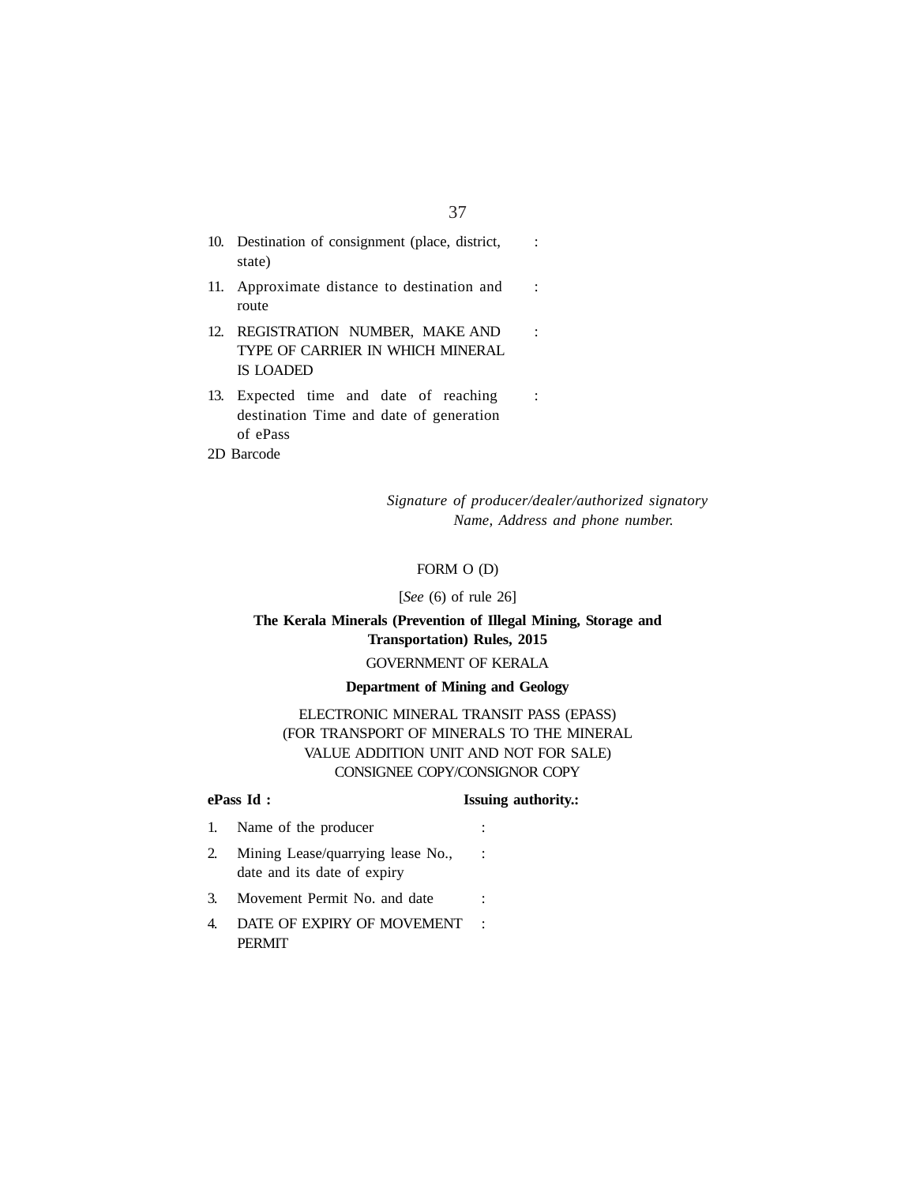10. Destination of consignment (place, district, state) :

11. Approximate distance to destination and route :

12. REGISTRATION NUMBER, MAKE AND TYPE OF CARRIER IN WHICH MINERAL IS LOADED :

13. Expected time and date of reaching destination Time and date of generation of ePass :

2D Barcode

*Signature of producer/dealer/authorized signatory*
*Name, Address and phone number.*

FORM O (D)

[*See* (6) of rule 26]

**The Kerala Minerals (Prevention of Illegal Mining, Storage and Transportation) Rules, 2015**

GOVERNMENT OF KERALA

**Department of Mining and Geology**

ELECTRONIC MINERAL TRANSIT PASS (EPASS)
(FOR TRANSPORT OF MINERALS TO THE MINERAL VALUE ADDITION UNIT AND NOT FOR SALE)
CONSIGNEE COPY/CONSIGNOR COPY

**ePass Id :** **Issuing authority.:**

1. Name of the producer :

2. Mining Lease/quarrying lease No., date and its date of expiry :

3. Movement Permit No. and date :

4. DATE OF EXPIRY OF MOVEMENT PERMIT :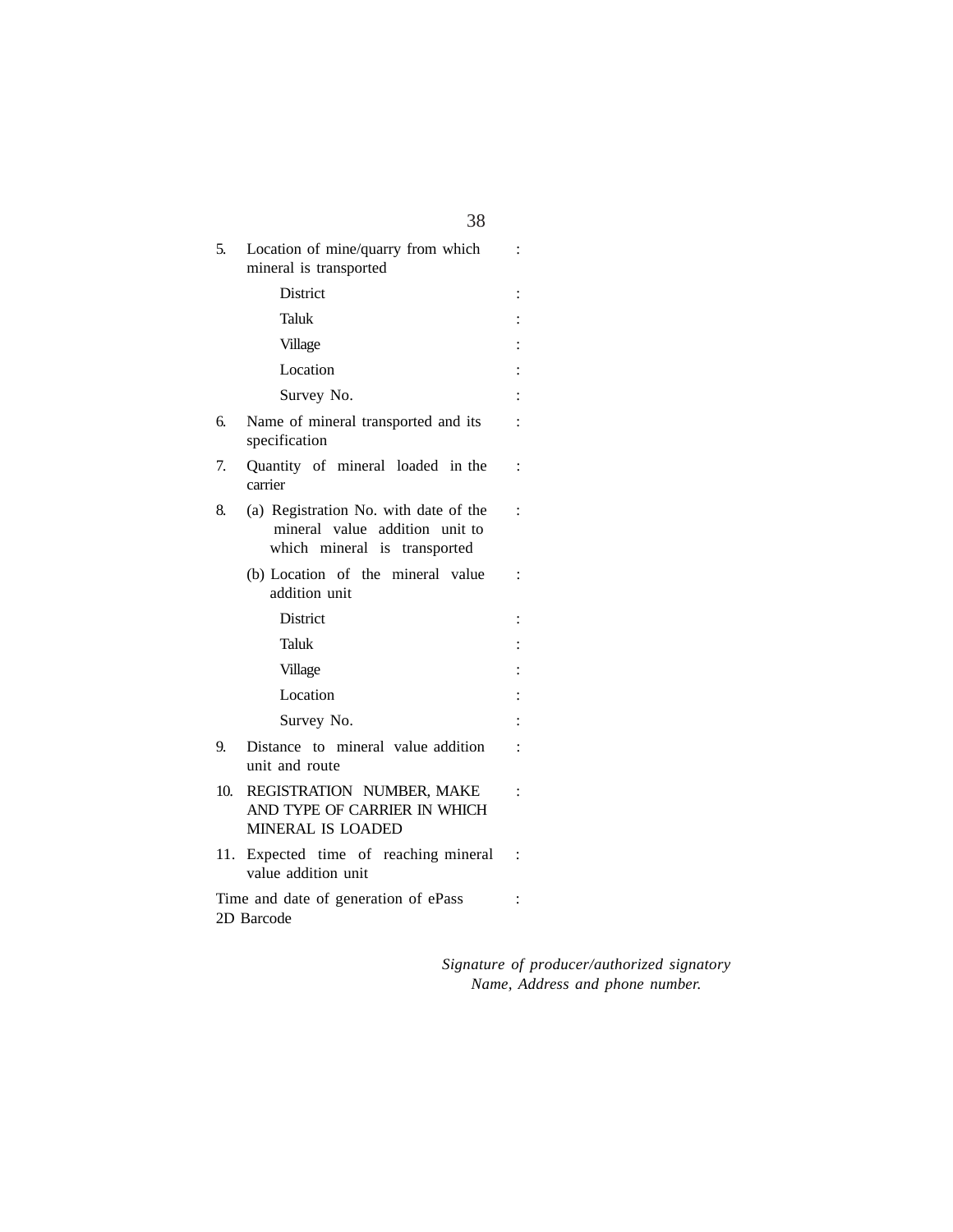| | | |
|---|---|---|
| 5. | Location of mine/quarry from which mineral is transported | : |
| | District | : |
| | Taluk | : |
| | Village | : |
| | Location | : |
| | Survey No. | : |
| 6. | Name of mineral transported and its specification | : |
| 7. | Quantity of mineral loaded in the carrier | : |
| 8. | (a) Registration No. with date of the mineral value addition unit to which mineral is transported | : |
| | (b) Location of the mineral value addition unit | : |
| | District | : |
| | Taluk | : |
| | Village | : |
| | Location | : |
| | Survey No. | : |
| 9. | Distance to mineral value addition unit and route | : |
| 10. | REGISTRATION NUMBER, MAKE AND TYPE OF CARRIER IN WHICH MINERAL IS LOADED | : |
| 11. | Expected time of reaching mineral value addition unit | : |
| | Time and date of generation of ePass | : |
| | 2D Barcode | |

*Signature of producer/authorized signatory*
*Name, Address and phone number.*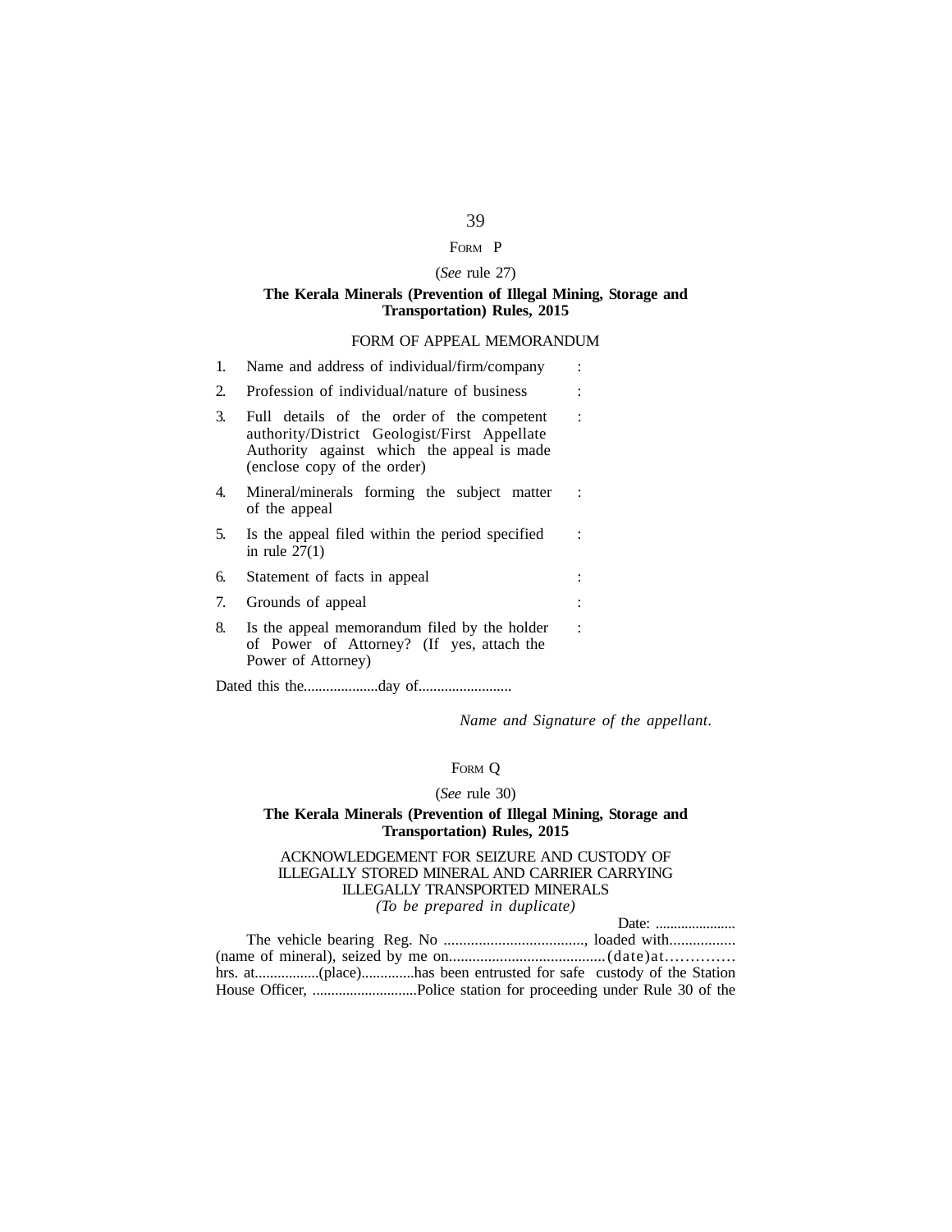FORM P

(*See* rule 27)

**The Kerala Minerals (Prevention of Illegal Mining, Storage and Transportation) Rules, 2015**

FORM OF APPEAL MEMORANDUM

1. Name and address of individual/firm/company :
2. Profession of individual/nature of business :
3. Full details of the order of the competent authority/District Geologist/First Appellate Authority against which the appeal is made (enclose copy of the order) :
4. Mineral/minerals forming the subject matter of the appeal :
5. Is the appeal filed within the period specified in rule 27(1) :
6. Statement of facts in appeal :
7. Grounds of appeal :
8. Is the appeal memorandum filed by the holder of Power of Attorney? (If yes, attach the Power of Attorney) :

Dated this the....................day of.........................

*Name and Signature of the appellant*.

FORM Q

(*See* rule 30)

**The Kerala Minerals (Prevention of Illegal Mining, Storage and Transportation) Rules, 2015**

ACKNOWLEDGEMENT FOR SEIZURE AND CUSTODY OF ILLEGALLY STORED MINERAL AND CARRIER CARRYING ILLEGALLY TRANSPORTED MINERALS

*(To be prepared in duplicate)*

Date: ......................

The vehicle bearing Reg. No ....................................., loaded with................. (name of mineral), seized by me on........................................(date)at…………. hrs. at.................(place)..............has been entrusted for safe custody of the Station House Officer, ............................Police station for proceeding under Rule 30 of the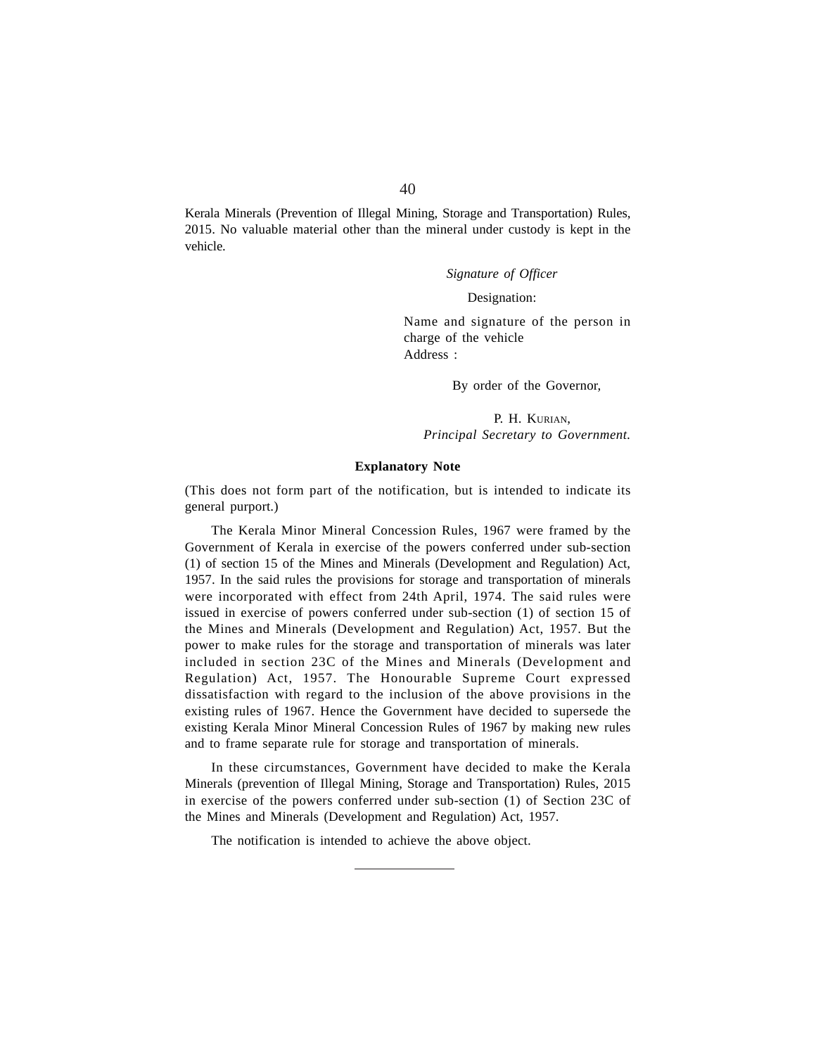Kerala Minerals (Prevention of Illegal Mining, Storage and Transportation) Rules, 2015. No valuable material other than the mineral under custody is kept in the vehicle.

*Signature of Officer*

Designation:

Name and signature of the person in charge of the vehicle
Address :

By order of the Governor,

P. H. KURIAN,
*Principal Secretary to Government.*

**Explanatory Note**

(This does not form part of the notification, but is intended to indicate its general purport.)

The Kerala Minor Mineral Concession Rules, 1967 were framed by the Government of Kerala in exercise of the powers conferred under sub-section (1) of section 15 of the Mines and Minerals (Development and Regulation) Act, 1957. In the said rules the provisions for storage and transportation of minerals were incorporated with effect from 24th April, 1974. The said rules were issued in exercise of powers conferred under sub-section (1) of section 15 of the Mines and Minerals (Development and Regulation) Act, 1957. But the power to make rules for the storage and transportation of minerals was later included in section 23C of the Mines and Minerals (Development and Regulation) Act, 1957. The Honourable Supreme Court expressed dissatisfaction with regard to the inclusion of the above provisions in the existing rules of 1967. Hence the Government have decided to supersede the existing Kerala Minor Mineral Concession Rules of 1967 by making new rules and to frame separate rule for storage and transportation of minerals.

In these circumstances, Government have decided to make the Kerala Minerals (prevention of Illegal Mining, Storage and Transportation) Rules, 2015 in exercise of the powers conferred under sub-section (1) of Section 23C of the Mines and Minerals (Development and Regulation) Act, 1957.

The notification is intended to achieve the above object.